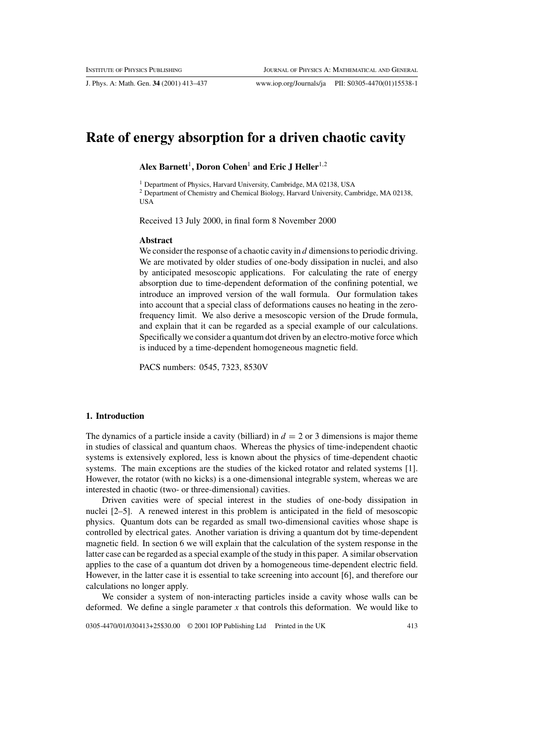# Rate of energy absorption for a driven chaotic cavity

**Alex Barnett**[1], **Doron Cohen**[1] **and Eric J Heller**[1,2]

[1] Department of Physics, Harvard University, Cambridge, MA 02138, USA

[2] Department of Chemistry and Chemical Biology, Harvard University, Cambridge, MA 02138, USA

Received 13 July 2000, in final form 8 November 2000

### Abstract

We consider the response of a chaotic cavity in $d$ dimensions to periodic driving. We are motivated by older studies of one-body dissipation in nuclei, and also by anticipated mesoscopic applications. For calculating the rate of energy absorption due to time-dependent deformation of the confining potential, we introduce an improved version of the wall formula. Our formulation takes into account that a special class of deformations causes no heating in the zero-frequency limit. We also derive a mesoscopic version of the Drude formula, and explain that it can be regarded as a special example of our calculations. Specifically we consider a quantum dot driven by an electro-motive force which is induced by a time-dependent homogeneous magnetic field.

PACS numbers: 0545, 7323, 8530V

## 1. Introduction

The dynamics of a particle inside a cavity (billiard) in $d = 2$ or 3 dimensions is major theme in studies of classical and quantum chaos. Whereas the physics of time-independent chaotic systems is extensively explored, less is known about the physics of time-dependent chaotic systems. The main exceptions are the studies of the kicked rotator and related systems [1]. However, the rotator (with no kicks) is a one-dimensional integrable system, whereas we are interested in chaotic (two- or three-dimensional) cavities.

Driven cavities were of special interest in the studies of one-body dissipation in nuclei [2–5]. A renewed interest in this problem is anticipated in the field of mesoscopic physics. Quantum dots can be regarded as small two-dimensional cavities whose shape is controlled by electrical gates. Another variation is driving a quantum dot by time-dependent magnetic field. In section 6 we will explain that the calculation of the system response in the latter case can be regarded as a special example of the study in this paper. A similar observation applies to the case of a quantum dot driven by a homogeneous time-dependent electric field. However, in the latter case it is essential to take screening into account [6], and therefore our calculations no longer apply.

We consider a system of non-interacting particles inside a cavity whose walls can be deformed. We define a single parameter $x$ that controls this deformation. We would like to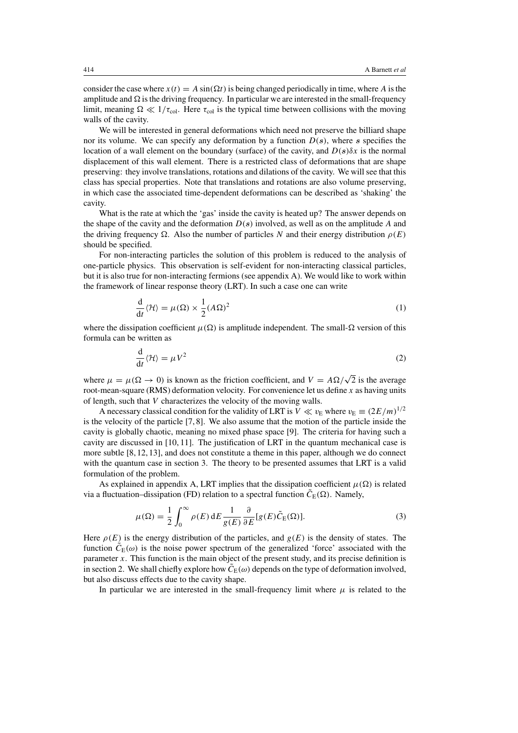consider the case where $x(t) = A\sin(\Omega t)$ is being changed periodically in time, where $A$ is the amplitude and $\Omega$ is the driving frequency. In particular we are interested in the small-frequency limit, meaning $\Omega \ll 1/\tau_{\text{col}}$. Here $\tau_{\text{col}}$ is the typical time between collisions with the moving walls of the cavity.

We will be interested in general deformations which need not preserve the billiard shape nor its volume. We can specify any deformation by a function $D(\boldsymbol{s})$, where $\boldsymbol{s}$ specifies the location of a wall element on the boundary (surface) of the cavity, and $D(\boldsymbol{s})\delta x$ is the normal displacement of this wall element. There is a restricted class of deformations that are shape preserving: they involve translations, rotations and dilations of the cavity. We will see that this class has special properties. Note that translations and rotations are also volume preserving, in which case the associated time-dependent deformations can be described as 'shaking' the cavity.

What is the rate at which the 'gas' inside the cavity is heated up? The answer depends on the shape of the cavity and the deformation $D(\boldsymbol{s})$ involved, as well as on the amplitude $A$ and the driving frequency $\Omega$. Also the number of particles $N$ and their energy distribution $\rho(E)$ should be specified.

For non-interacting particles the solution of this problem is reduced to the analysis of one-particle physics. This observation is self-evident for non-interacting classical particles, but it is also true for non-interacting fermions (see appendix A). We would like to work within the framework of linear response theory (LRT). In such a case one can write

$$\frac{\mathrm{d}}{\mathrm{d}t}\langle\mathcal{H}\rangle = \mu(\Omega) \times \frac{1}{2}(A\Omega)^2 \tag{1}$$

where the dissipation coefficient $\mu(\Omega)$ is amplitude independent. The small-$\Omega$ version of this formula can be written as

$$\frac{\mathrm{d}}{\mathrm{d}t}\langle\mathcal{H}\rangle = \mu V^2 \tag{2}$$

where $\mu = \mu(\Omega \to 0)$ is known as the friction coefficient, and $V = A\Omega/\sqrt{2}$ is the average root-mean-square (RMS) deformation velocity. For convenience let us define $x$ as having units of length, such that $V$ characterizes the velocity of the moving walls.

A necessary classical condition for the validity of LRT is $V \ll v_{\text{E}}$ where $v_{\text{E}} \equiv (2E/m)^{1/2}$ is the velocity of the particle [7, 8]. We also assume that the motion of the particle inside the cavity is globally chaotic, meaning no mixed phase space [9]. The criteria for having such a cavity are discussed in [10, 11]. The justification of LRT in the quantum mechanical case is more subtle [8, 12, 13], and does not constitute a theme in this paper, although we do connect with the quantum case in section 3. The theory to be presented assumes that LRT is a valid formulation of the problem.

As explained in appendix A, LRT implies that the dissipation coefficient $\mu(\Omega)$ is related via a fluctuation–dissipation (FD) relation to a spectral function $\tilde{C}_{\text{E}}(\Omega)$. Namely,

$$\mu(\Omega) = \frac{1}{2}\int_0^\infty \rho(E)\,\mathrm{d}E\,\frac{1}{g(E)}\frac{\partial}{\partial E}[g(E)\tilde{C}_{\text{E}}(\Omega)]. \tag{3}$$

Here $\rho(E)$ is the energy distribution of the particles, and $g(E)$ is the density of states. The function $\tilde{C}_{\text{E}}(\omega)$ is the noise power spectrum of the generalized 'force' associated with the parameter $x$. This function is the main object of the present study, and its precise definition is in section 2. We shall chiefly explore how $\tilde{C}_{\text{E}}(\omega)$ depends on the type of deformation involved, but also discuss effects due to the cavity shape.

In particular we are interested in the small-frequency limit where $\mu$ is related to the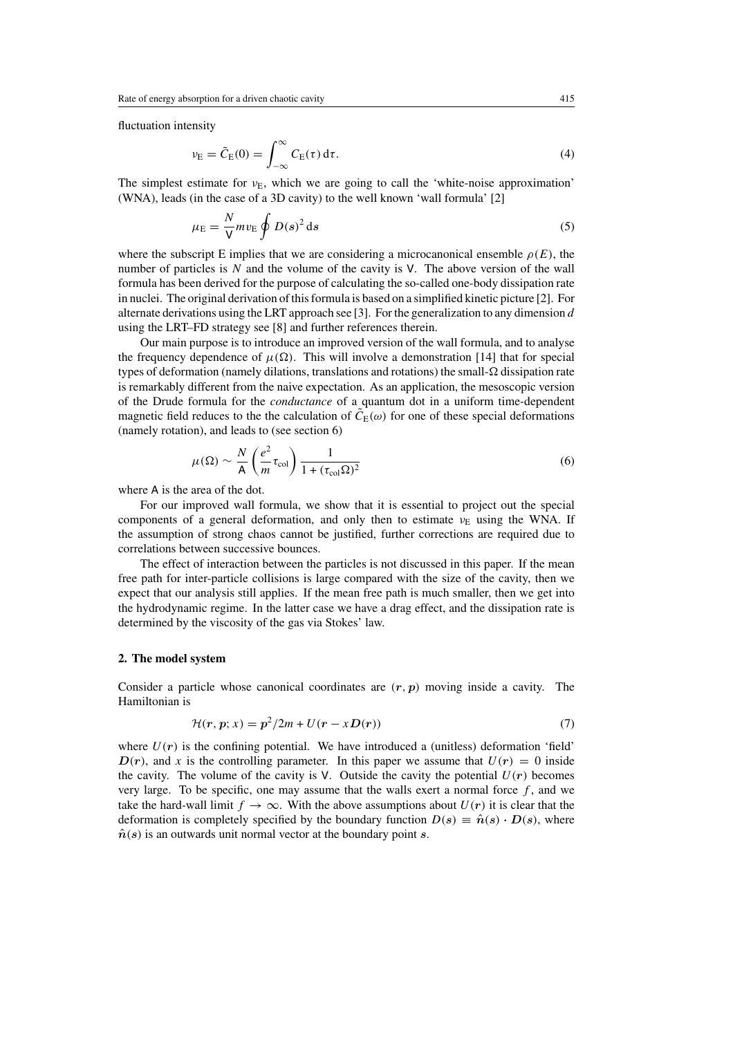fluctuation intensity

$$\nu_{\rm E} = \tilde{C}_{\rm E}(0) = \int_{-\infty}^{\infty} C_{\rm E}(\tau)\,{\rm d}\tau. \tag{4}$$

The simplest estimate for $\nu_{\rm E}$, which we are going to call the 'white-noise approximation' (WNA), leads (in the case of a 3D cavity) to the well known 'wall formula' [2]

$$\mu_{\rm E} = \frac{N}{\mathsf{V}} m v_{\rm E} \oint D(s)^2\,{\rm d}s \tag{5}$$

where the subscript E implies that we are considering a microcanonical ensemble $\rho(E)$, the number of particles is $N$ and the volume of the cavity is $\mathsf{V}$. The above version of the wall formula has been derived for the purpose of calculating the so-called one-body dissipation rate in nuclei. The original derivation of this formula is based on a simplified kinetic picture [2]. For alternate derivations using the LRT approach see [3]. For the generalization to any dimension $d$ using the LRT–FD strategy see [8] and further references therein.

Our main purpose is to introduce an improved version of the wall formula, and to analyse the frequency dependence of $\mu(\Omega)$. This will involve a demonstration [14] that for special types of deformation (namely dilations, translations and rotations) the small-$\Omega$ dissipation rate is remarkably different from the naive expectation. As an application, the mesoscopic version of the Drude formula for the *conductance* of a quantum dot in a uniform time-dependent magnetic field reduces to the the calculation of $\tilde{C}_{\rm E}(\omega)$ for one of these special deformations (namely rotation), and leads to (see section 6)

$$\mu(\Omega) \sim \frac{N}{\mathsf{A}}\left(\frac{e^2}{m}\tau_{\rm col}\right)\frac{1}{1+(\tau_{\rm col}\Omega)^2} \tag{6}$$

where $\mathsf{A}$ is the area of the dot.

For our improved wall formula, we show that it is essential to project out the special components of a general deformation, and only then to estimate $\nu_{\rm E}$ using the WNA. If the assumption of strong chaos cannot be justified, further corrections are required due to correlations between successive bounces.

The effect of interaction between the particles is not discussed in this paper. If the mean free path for inter-particle collisions is large compared with the size of the cavity, then we expect that our analysis still applies. If the mean free path is much smaller, then we get into the hydrodynamic regime. In the latter case we have a drag effect, and the dissipation rate is determined by the viscosity of the gas via Stokes' law.

## 2. The model system

Consider a particle whose canonical coordinates are $(\boldsymbol{r}, \boldsymbol{p})$ moving inside a cavity. The Hamiltonian is

$$\mathcal{H}(\boldsymbol{r}, \boldsymbol{p}; x) = \boldsymbol{p}^2/2m + U(\boldsymbol{r} - x\boldsymbol{D}(\boldsymbol{r})) \tag{7}$$

where $U(\boldsymbol{r})$ is the confining potential. We have introduced a (unitless) deformation 'field' $\boldsymbol{D}(\boldsymbol{r})$, and $x$ is the controlling parameter. In this paper we assume that $U(\boldsymbol{r}) = 0$ inside the cavity. The volume of the cavity is $\mathsf{V}$. Outside the cavity the potential $U(\boldsymbol{r})$ becomes very large. To be specific, one may assume that the walls exert a normal force $f$, and we take the hard-wall limit $f \to \infty$. With the above assumptions about $U(\boldsymbol{r})$ it is clear that the deformation is completely specified by the boundary function $D(\boldsymbol{s}) \equiv \hat{\boldsymbol{n}}(\boldsymbol{s}) \cdot \boldsymbol{D}(\boldsymbol{s})$, where $\hat{\boldsymbol{n}}(\boldsymbol{s})$ is an outwards unit normal vector at the boundary point $\boldsymbol{s}$.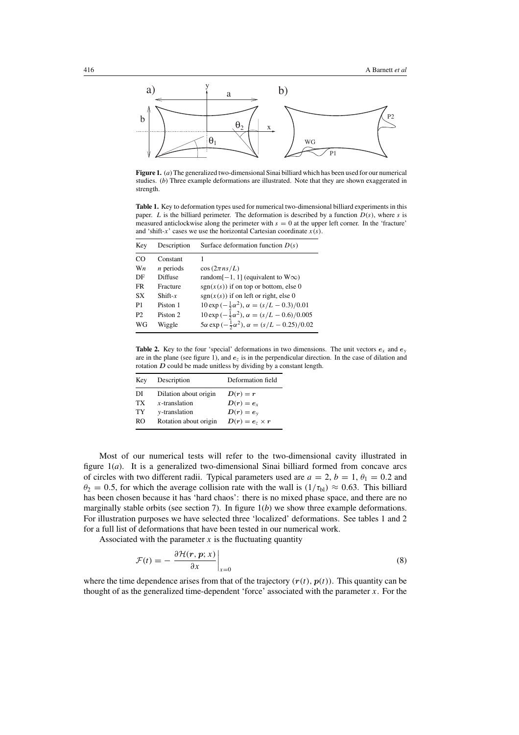**Figure 1.** (*a*) The generalized two-dimensional Sinai billiard which has been used for our numerical studies. (*b*) Three example deformations are illustrated. Note that they are shown exaggerated in strength.

**Table 1.** Key to deformation types used for numerical two-dimensional billiard experiments in this paper. $L$ is the billiard perimeter. The deformation is described by a function $D(s)$, where $s$ is measured anticlockwise along the perimeter with $s = 0$ at the upper left corner. In the 'fracture' and 'shift-$x$' cases we use the horizontal Cartesian coordinate $x(s)$.

| Key | Description | Surface deformation function $D(s)$ |
|---|---|---|
| CO | Constant | 1 |
| W$n$ | $n$ periods | $\cos(2\pi ns/L)$ |
| DF | Diffuse | random$[-1, 1]$ (equivalent to W$\infty$) |
| FR | Fracture | $\mathrm{sgn}(x(s))$ if on top or bottom, else 0 |
| SX | Shift-$x$ | $\mathrm{sgn}(x(s))$ if on left or right, else 0 |
| P1 | Piston 1 | $10\exp(-\frac{1}{2}\alpha^2)$, $\alpha = (s/L - 0.3)/0.01$ |
| P2 | Piston 2 | $10\exp(-\frac{1}{2}\alpha^2)$, $\alpha = (s/L - 0.6)/0.005$ |
| WG | Wiggle | $5\alpha\exp(-\frac{1}{2}\alpha^2)$, $\alpha = (s/L - 0.25)/0.02$ |

**Table 2.** Key to the four 'special' deformations in two dimensions. The unit vectors $\boldsymbol{e}_x$ and $\boldsymbol{e}_y$ are in the plane (see figure 1), and $\boldsymbol{e}_z$ is in the perpendicular direction. In the case of dilation and rotation $\boldsymbol{D}$ could be made unitless by dividing by a constant length.

| Key | Description | Deformation field |
|---|---|---|
| DI | Dilation about origin | $\boldsymbol{D}(\boldsymbol{r}) = \boldsymbol{r}$ |
| TX | $x$-translation | $\boldsymbol{D}(\boldsymbol{r}) = \boldsymbol{e}_x$ |
| TY | $y$-translation | $\boldsymbol{D}(\boldsymbol{r}) = \boldsymbol{e}_y$ |
| RO | Rotation about origin | $\boldsymbol{D}(\boldsymbol{r}) = \boldsymbol{e}_z \times \boldsymbol{r}$ |

Most of our numerical tests will refer to the two-dimensional cavity illustrated in figure 1(*a*). It is a generalized two-dimensional Sinai billiard formed from concave arcs of circles with two different radii. Typical parameters used are $a = 2$, $b = 1$, $\theta_1 = 0.2$ and $\theta_2 = 0.5$, for which the average collision rate with the wall is $(1/\tau_{\mathrm{bl}}) \approx 0.63$. This billiard has been chosen because it has 'hard chaos': there is no mixed phase space, and there are no marginally stable orbits (see section 7). In figure 1(*b*) we show three example deformations. For illustration purposes we have selected three 'localized' deformations. See tables 1 and 2 for a full list of deformations that have been tested in our numerical work.

Associated with the parameter $x$ is the fluctuating quantity

$$\mathcal{F}(t) = -\left.\frac{\partial \mathcal{H}(\boldsymbol{r}, \boldsymbol{p}; x)}{\partial x}\right|_{x=0} \tag{8}$$

where the time dependence arises from that of the trajectory $(\boldsymbol{r}(t), \boldsymbol{p}(t))$. This quantity can be thought of as the generalized time-dependent 'force' associated with the parameter $x$. For the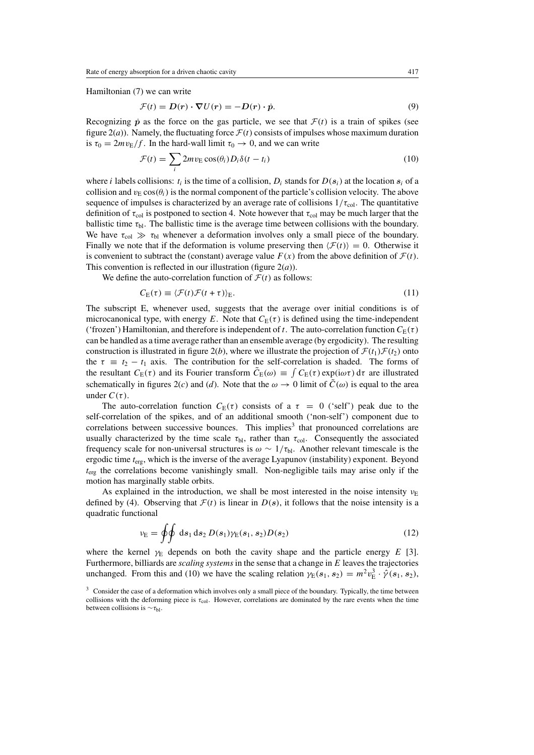Hamiltonian (7) we can write

$$\mathcal{F}(t) = \boldsymbol{D}(\boldsymbol{r}) \cdot \boldsymbol{\nabla} U(\boldsymbol{r}) = -\boldsymbol{D}(\boldsymbol{r}) \cdot \dot{\boldsymbol{p}}. \tag{9}$$

Recognizing $\dot{\boldsymbol{p}}$ as the force on the gas particle, we see that $\mathcal{F}(t)$ is a train of spikes (see figure 2($a$)). Namely, the fluctuating force $\mathcal{F}(t)$ consists of impulses whose maximum duration is $\tau_0 = 2mv_{\mathrm{E}}/f$. In the hard-wall limit $\tau_0 \to 0$, and we can write

$$\mathcal{F}(t) = \sum_i 2mv_{\mathrm{E}} \cos(\theta_i) D_i \delta(t - t_i) \tag{10}$$

where $i$ labels collisions: $t_i$ is the time of a collision, $D_i$ stands for $D(\boldsymbol{s}_i)$ at the location $\boldsymbol{s}_i$ of a collision and $v_{\mathrm{E}} \cos(\theta_i)$ is the normal component of the particle's collision velocity. The above sequence of impulses is characterized by an average rate of collisions $1/\tau_{\mathrm{col}}$. The quantitative definition of $\tau_{\mathrm{col}}$ is postponed to section 4. Note however that $\tau_{\mathrm{col}}$ may be much larger that the ballistic time $\tau_{\mathrm{bl}}$. The ballistic time is the average time between collisions with the boundary. We have $\tau_{\mathrm{col}} \gg \tau_{\mathrm{bl}}$ whenever a deformation involves only a small piece of the boundary. Finally we note that if the deformation is volume preserving then $\langle \mathcal{F}(t) \rangle = 0$. Otherwise it is convenient to subtract the (constant) average value $F(x)$ from the above definition of $\mathcal{F}(t)$. This convention is reflected in our illustration (figure 2($a$)).

We define the auto-correlation function of $\mathcal{F}(t)$ as follows:

$$C_{\mathrm{E}}(\tau) \equiv \langle \mathcal{F}(t)\mathcal{F}(t+\tau) \rangle_{\mathrm{E}}. \tag{11}$$

The subscript E, whenever used, suggests that the average over initial conditions is of microcanonical type, with energy $E$. Note that $C_{\mathrm{E}}(\tau)$ is defined using the time-independent ('frozen') Hamiltonian, and therefore is independent of $t$. The auto-correlation function $C_{\mathrm{E}}(\tau)$ can be handled as a time average rather than an ensemble average (by ergodicity). The resulting construction is illustrated in figure 2($b$), where we illustrate the projection of $\mathcal{F}(t_1)\mathcal{F}(t_2)$ onto the $\tau \equiv t_2 - t_1$ axis. The contribution for the self-correlation is shaded. The forms of the resultant $C_{\mathrm{E}}(\tau)$ and its Fourier transform $\tilde{C}_{\mathrm{E}}(\omega) \equiv \int C_{\mathrm{E}}(\tau) \exp(\mathrm{i}\omega\tau)\, \mathrm{d}\tau$ are illustrated schematically in figures 2($c$) and ($d$). Note that the $\omega \to 0$ limit of $\tilde{C}(\omega)$ is equal to the area under $C(\tau)$.

The auto-correlation function $C_{\mathrm{E}}(\tau)$ consists of a $\tau = 0$ ('self') peak due to the self-correlation of the spikes, and of an additional smooth ('non-self') component due to correlations between successive bounces. This implies[3] that pronounced correlations are usually characterized by the time scale $\tau_{\mathrm{bl}}$, rather than $\tau_{\mathrm{col}}$. Consequently the associated frequency scale for non-universal structures is $\omega \sim 1/\tau_{\mathrm{bl}}$. Another relevant timescale is the ergodic time $t_{\mathrm{erg}}$, which is the inverse of the average Lyapunov (instability) exponent. Beyond $t_{\mathrm{erg}}$ the correlations become vanishingly small. Non-negligible tails may arise only if the motion has marginally stable orbits.

As explained in the introduction, we shall be most interested in the noise intensity $\nu_{\mathrm{E}}$ defined by (4). Observing that $\mathcal{F}(t)$ is linear in $D(\boldsymbol{s})$, it follows that the noise intensity is a quadratic functional

$$\nu_{\mathrm{E}} = \oint\!\!\oint \mathrm{d}\boldsymbol{s}_1\, \mathrm{d}\boldsymbol{s}_2\, D(\boldsymbol{s}_1)\gamma_{\mathrm{E}}(\boldsymbol{s}_1, \boldsymbol{s}_2)D(\boldsymbol{s}_2) \tag{12}$$

where the kernel $\gamma_{\mathrm{E}}$ depends on both the cavity shape and the particle energy $E$ [3]. Furthermore, billiards are *scaling systems* in the sense that a change in $E$ leaves the trajectories unchanged. From this and (10) we have the scaling relation $\gamma_{\mathrm{E}}(\boldsymbol{s}_1, \boldsymbol{s}_2) = m^2 v_{\mathrm{E}}^3 \cdot \hat{\gamma}(\boldsymbol{s}_1, \boldsymbol{s}_2)$,

[3] Consider the case of a deformation which involves only a small piece of the boundary. Typically, the time between collisions with the deforming piece is $\tau_{\mathrm{col}}$. However, correlations are dominated by the rare events when the time between collisions is $\sim\tau_{\mathrm{bl}}$.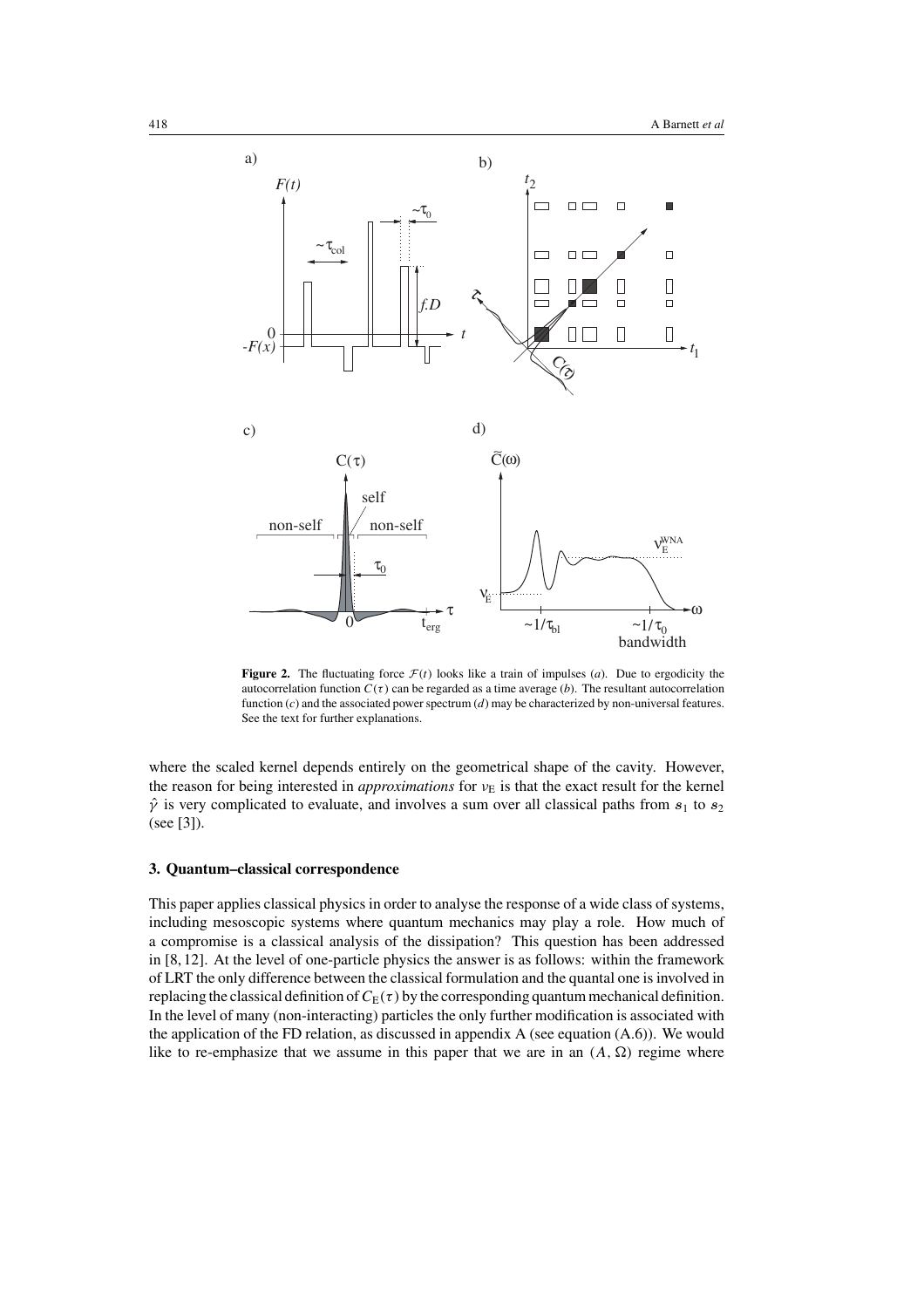**Figure 2.** The fluctuating force $\mathcal{F}(t)$ looks like a train of impulses (*a*). Due to ergodicity the autocorrelation function $C(\tau)$ can be regarded as a time average (*b*). The resultant autocorrelation function (*c*) and the associated power spectrum (*d*) may be characterized by non-universal features. See the text for further explanations.

where the scaled kernel depends entirely on the geometrical shape of the cavity. However, the reason for being interested in *approximations* for $\nu_E$ is that the exact result for the kernel $\hat{\gamma}$ is very complicated to evaluate, and involves a sum over all classical paths from $s_1$ to $s_2$ (see [3]).

### 3. Quantum–classical correspondence

This paper applies classical physics in order to analyse the response of a wide class of systems, including mesoscopic systems where quantum mechanics may play a role. How much of a compromise is a classical analysis of the dissipation? This question has been addressed in [8, 12]. At the level of one-particle physics the answer is as follows: within the framework of LRT the only difference between the classical formulation and the quantal one is involved in replacing the classical definition of $C_E(\tau)$ by the corresponding quantum mechanical definition. In the level of many (non-interacting) particles the only further modification is associated with the application of the FD relation, as discussed in appendix A (see equation (A.6)). We would like to re-emphasize that we assume in this paper that we are in an $(A, \Omega)$ regime where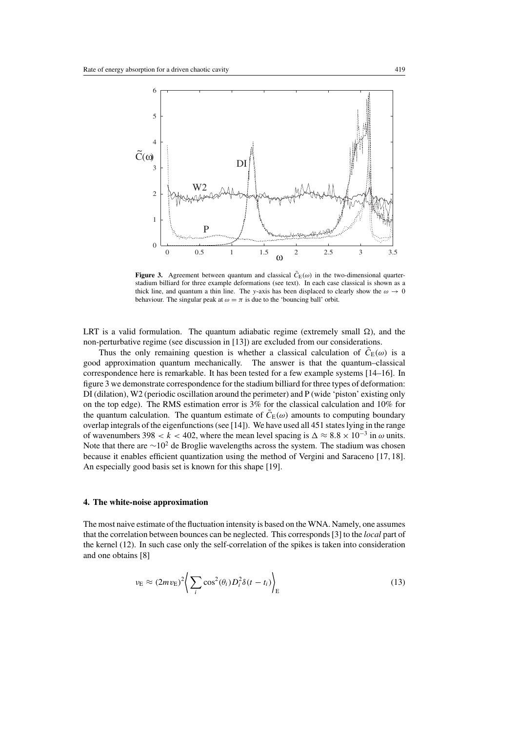**Figure 3.** Agreement between quantum and classical $\tilde{C}_E(\omega)$ in the two-dimensional quarter-stadium billiard for three example deformations (see text). In each case classical is shown as a thick line, and quantum a thin line. The $y$-axis has been displaced to clearly show the $\omega \to 0$ behaviour. The singular peak at $\omega = \pi$ is due to the 'bouncing ball' orbit.

LRT is a valid formulation. The quantum adiabatic regime (extremely small $\Omega$), and the non-perturbative regime (see discussion in [13]) are excluded from our considerations.

Thus the only remaining question is whether a classical calculation of $\tilde{C}_E(\omega)$ is a good approximation quantum mechanically. The answer is that the quantum–classical correspondence here is remarkable. It has been tested for a few example systems [14–16]. In figure 3 we demonstrate correspondence for the stadium billiard for three types of deformation: DI (dilation), W2 (periodic oscillation around the perimeter) and P (wide 'piston' existing only on the top edge). The RMS estimation error is 3% for the classical calculation and 10% for the quantum calculation. The quantum estimate of $\tilde{C}_E(\omega)$ amounts to computing boundary overlap integrals of the eigenfunctions (see [14]). We have used all 451 states lying in the range of wavenumbers $398 < k < 402$, where the mean level spacing is $\Delta \approx 8.8 \times 10^{-3}$ in $\omega$ units. Note that there are $\sim 10^2$ de Broglie wavelengths across the system. The stadium was chosen because it enables efficient quantization using the method of Vergini and Saraceno [17, 18]. An especially good basis set is known for this shape [19].

#### 4. The white-noise approximation

The most naive estimate of the fluctuation intensity is based on the WNA. Namely, one assumes that the correlation between bounces can be neglected. This corresponds [3] to the *local* part of the kernel (12). In such case only the self-correlation of the spikes is taken into consideration and one obtains [8]

$$\nu_E \approx (2mv_E)^2 \left\langle \sum_i \cos^2(\theta_i) D_i^2 \delta(t - t_i) \right\rangle_E \tag{13}$$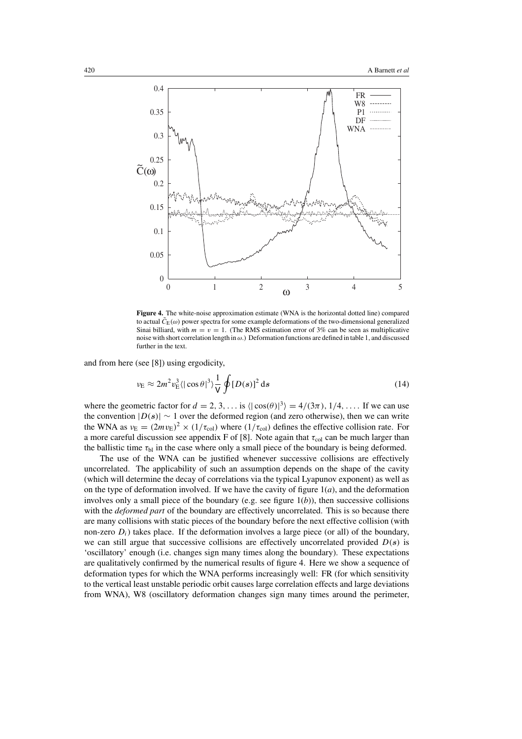**Figure 4.** The white-noise approximation estimate (WNA is the horizontal dotted line) compared to actual $\tilde{C}_E(\omega)$ power spectra for some example deformations of the two-dimensional generalized Sinai billiard, with $m = v = 1$. (The RMS estimation error of 3% can be seen as multiplicative noise with short correlation length in $\omega$.) Deformation functions are defined in table 1, and discussed further in the text.

and from here (see [8]) using ergodicity,

$$\nu_E \approx 2m^2 v_E^3 \langle |\cos\theta|^3 \rangle \frac{1}{\mathsf{V}} \oint [D(s)]^2 \, ds \tag{14}$$

where the geometric factor for $d = 2, 3, \ldots$ is $\langle |\cos(\theta)|^3 \rangle = 4/(3\pi), 1/4, \ldots$. If we can use the convention $|D(s)| \sim 1$ over the deformed region (and zero otherwise), then we can write the WNA as $\nu_E = (2mv_E)^2 \times (1/\tau_{col})$ where $(1/\tau_{col})$ defines the effective collision rate. For a more careful discussion see appendix F of [8]. Note again that $\tau_{col}$ can be much larger than the ballistic time $\tau_{bl}$ in the case where only a small piece of the boundary is being deformed.

The use of the WNA can be justified whenever successive collisions are effectively uncorrelated. The applicability of such an assumption depends on the shape of the cavity (which will determine the decay of correlations via the typical Lyapunov exponent) as well as on the type of deformation involved. If we have the cavity of figure 1(*a*), and the deformation involves only a small piece of the boundary (e.g. see figure 1(*b*)), then successive collisions with the *deformed part* of the boundary are effectively uncorrelated. This is so because there are many collisions with static pieces of the boundary before the next effective collision (with non-zero $D_i$) takes place. If the deformation involves a large piece (or all) of the boundary, we can still argue that successive collisions are effectively uncorrelated provided $D(s)$ is 'oscillatory' enough (i.e. changes sign many times along the boundary). These expectations are qualitatively confirmed by the numerical results of figure 4. Here we show a sequence of deformation types for which the WNA performs increasingly well: FR (for which sensitivity to the vertical least unstable periodic orbit causes large correlation effects and large deviations from WNA), W8 (oscillatory deformation changes sign many times around the perimeter,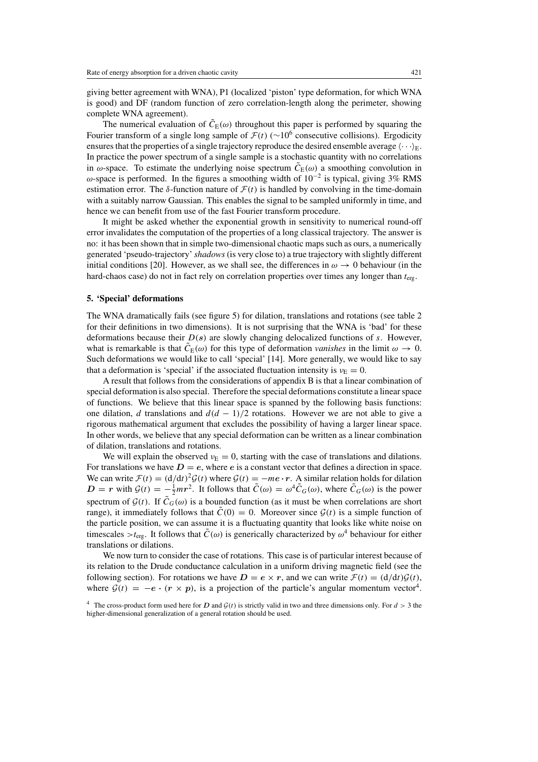giving better agreement with WNA), P1 (localized 'piston' type deformation, for which WNA is good) and DF (random function of zero correlation-length along the perimeter, showing complete WNA agreement).

The numerical evaluation of $\tilde{C}_{\mathrm{E}}(\omega)$ throughout this paper is performed by squaring the Fourier transform of a single long sample of $\mathcal{F}(t)$ ($\sim 10^6$ consecutive collisions). Ergodicity ensures that the properties of a single trajectory reproduce the desired ensemble average $\langle \cdots \rangle_{\mathrm{E}}$. In practice the power spectrum of a single sample is a stochastic quantity with no correlations in $\omega$-space. To estimate the underlying noise spectrum $\tilde{C}_{\mathrm{E}}(\omega)$ a smoothing convolution in $\omega$-space is performed. In the figures a smoothing width of $10^{-2}$ is typical, giving 3% RMS estimation error. The $\delta$-function nature of $\mathcal{F}(t)$ is handled by convolving in the time-domain with a suitably narrow Gaussian. This enables the signal to be sampled uniformly in time, and hence we can benefit from use of the fast Fourier transform procedure.

It might be asked whether the exponential growth in sensitivity to numerical round-off error invalidates the computation of the properties of a long classical trajectory. The answer is no: it has been shown that in simple two-dimensional chaotic maps such as ours, a numerically generated 'pseudo-trajectory' *shadows* (is very close to) a true trajectory with slightly different initial conditions [20]. However, as we shall see, the differences in $\omega \to 0$ behaviour (in the hard-chaos case) do not in fact rely on correlation properties over times any longer than $t_{\mathrm{erg}}$.

## 5. 'Special' deformations

The WNA dramatically fails (see figure 5) for dilation, translations and rotations (see table 2 for their definitions in two dimensions). It is not surprising that the WNA is 'bad' for these deformations because their $D(s)$ are slowly changing delocalized functions of $s$. However, what is remarkable is that $\tilde{C}_{\mathrm{E}}(\omega)$ for this type of deformation *vanishes* in the limit $\omega \to 0$. Such deformations we would like to call 'special' [14]. More generally, we would like to say that a deformation is 'special' if the associated fluctuation intensity is $\nu_{\mathrm{E}} = 0$.

A result that follows from the considerations of appendix B is that a linear combination of special deformation is also special. Therefore the special deformations constitute a linear space of functions. We believe that this linear space is spanned by the following basis functions: one dilation, $d$ translations and $d(d-1)/2$ rotations. However we are not able to give a rigorous mathematical argument that excludes the possibility of having a larger linear space. In other words, we believe that any special deformation can be written as a linear combination of dilation, translations and rotations.

We will explain the observed $\nu_{\mathrm{E}} = 0$, starting with the case of translations and dilations. For translations we have $\boldsymbol{D} = \boldsymbol{e}$, where $\boldsymbol{e}$ is a constant vector that defines a direction in space. We can write $\mathcal{F}(t) = (\mathrm{d}/\mathrm{d}t)^2 \mathcal{G}(t)$ where $\mathcal{G}(t) = -m\boldsymbol{e} \cdot \boldsymbol{r}$. A similar relation holds for dilation $\boldsymbol{D} = \boldsymbol{r}$ with $\mathcal{G}(t) = -\frac{1}{2} m r^2$. It follows that $\tilde{C}(\omega) = \omega^4 \tilde{C}_G(\omega)$, where $\tilde{C}_G(\omega)$ is the power spectrum of $\mathcal{G}(t)$. If $\tilde{C}_G(\omega)$ is a bounded function (as it must be when correlations are short range), it immediately follows that $\tilde{C}(0) = 0$. Moreover since $\mathcal{G}(t)$ is a simple function of the particle position, we can assume it is a fluctuating quantity that looks like white noise on timescales $> t_{\mathrm{erg}}$. It follows that $\tilde{C}(\omega)$ is generically characterized by $\omega^4$ behaviour for either translations or dilations.

We now turn to consider the case of rotations. This case is of particular interest because of its relation to the Drude conductance calculation in a uniform driving magnetic field (see the following section). For rotations we have $\boldsymbol{D} = \boldsymbol{e} \times \boldsymbol{r}$, and we can write $\mathcal{F}(t) = (\mathrm{d}/\mathrm{d}t)\mathcal{G}(t)$, where $\mathcal{G}(t) = -\boldsymbol{e} \cdot (\boldsymbol{r} \times \boldsymbol{p})$, is a projection of the particle's angular momentum vector[4].

[4] The cross-product form used here for $\boldsymbol{D}$ and $\mathcal{G}(t)$ is strictly valid in two and three dimensions only. For $d > 3$ the higher-dimensional generalization of a general rotation should be used.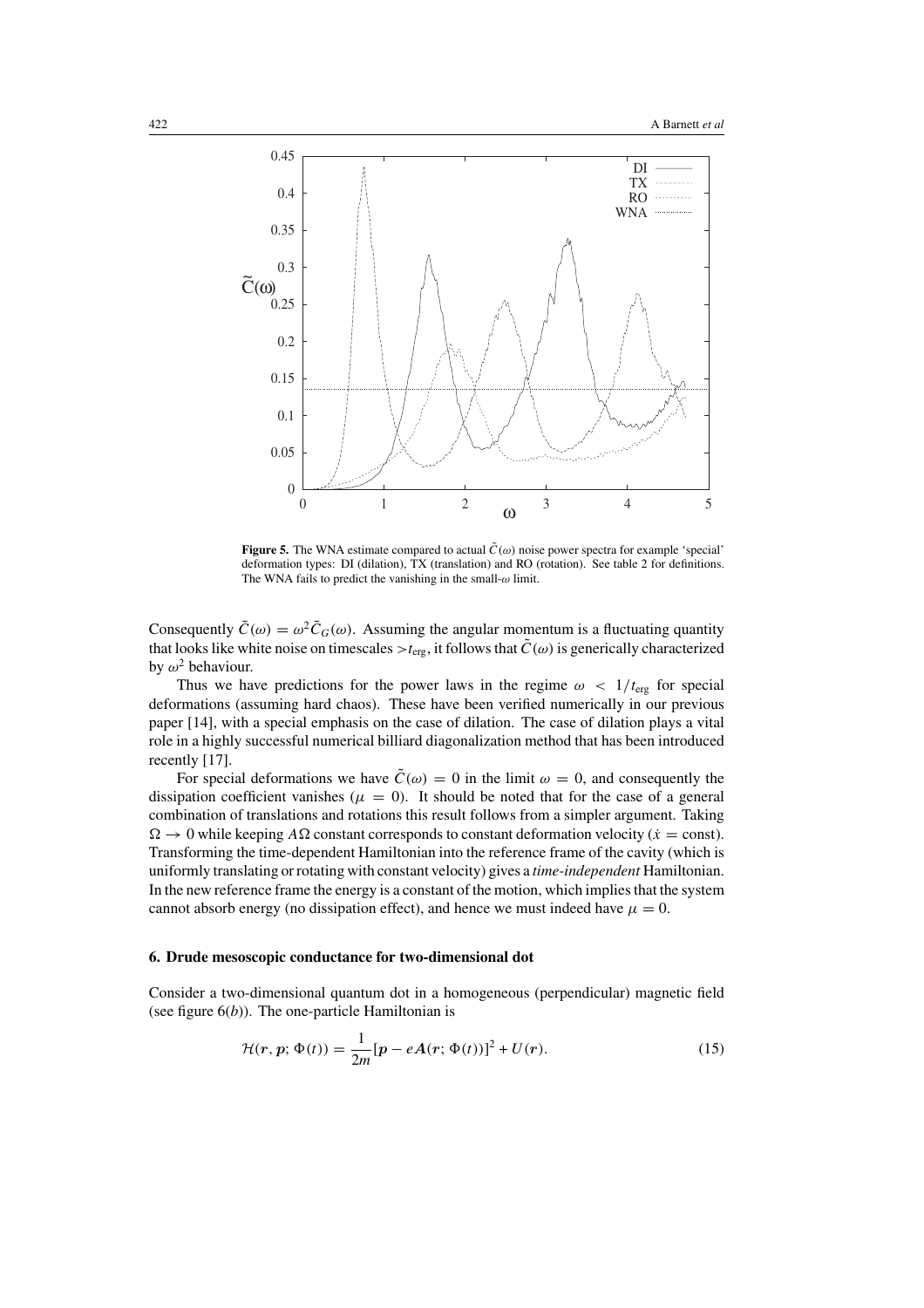**Figure 5.** The WNA estimate compared to actual $\tilde{C}(\omega)$ noise power spectra for example 'special' deformation types: DI (dilation), TX (translation) and RO (rotation). See table 2 for definitions. The WNA fails to predict the vanishing in the small-$\omega$ limit.

Consequently $\tilde{C}(\omega) = \omega^2 \tilde{C}_G(\omega)$. Assuming the angular momentum is a fluctuating quantity that looks like white noise on timescales $> t_{\text{erg}}$, it follows that $\tilde{C}(\omega)$ is generically characterized by $\omega^2$ behaviour.

Thus we have predictions for the power laws in the regime $\omega < 1/t_{\text{erg}}$ for special deformations (assuming hard chaos). These have been verified numerically in our previous paper [14], with a special emphasis on the case of dilation. The case of dilation plays a vital role in a highly successful numerical billiard diagonalization method that has been introduced recently [17].

For special deformations we have $\tilde{C}(\omega) = 0$ in the limit $\omega = 0$, and consequently the dissipation coefficient vanishes ($\mu = 0$). It should be noted that for the case of a general combination of translations and rotations this result follows from a simpler argument. Taking $\Omega \to 0$ while keeping $A\Omega$ constant corresponds to constant deformation velocity ($\dot{x} = \text{const}$). Transforming the time-dependent Hamiltonian into the reference frame of the cavity (which is uniformly translating or rotating with constant velocity) gives a *time-independent* Hamiltonian. In the new reference frame the energy is a constant of the motion, which implies that the system cannot absorb energy (no dissipation effect), and hence we must indeed have $\mu = 0$.

## 6. Drude mesoscopic conductance for two-dimensional dot

Consider a two-dimensional quantum dot in a homogeneous (perpendicular) magnetic field (see figure 6(*b*)). The one-particle Hamiltonian is

$$\mathcal{H}(\boldsymbol{r}, \boldsymbol{p}; \Phi(t)) = \frac{1}{2m}[\boldsymbol{p} - e\boldsymbol{A}(\boldsymbol{r}; \Phi(t))]^2 + U(\boldsymbol{r}). \tag{15}$$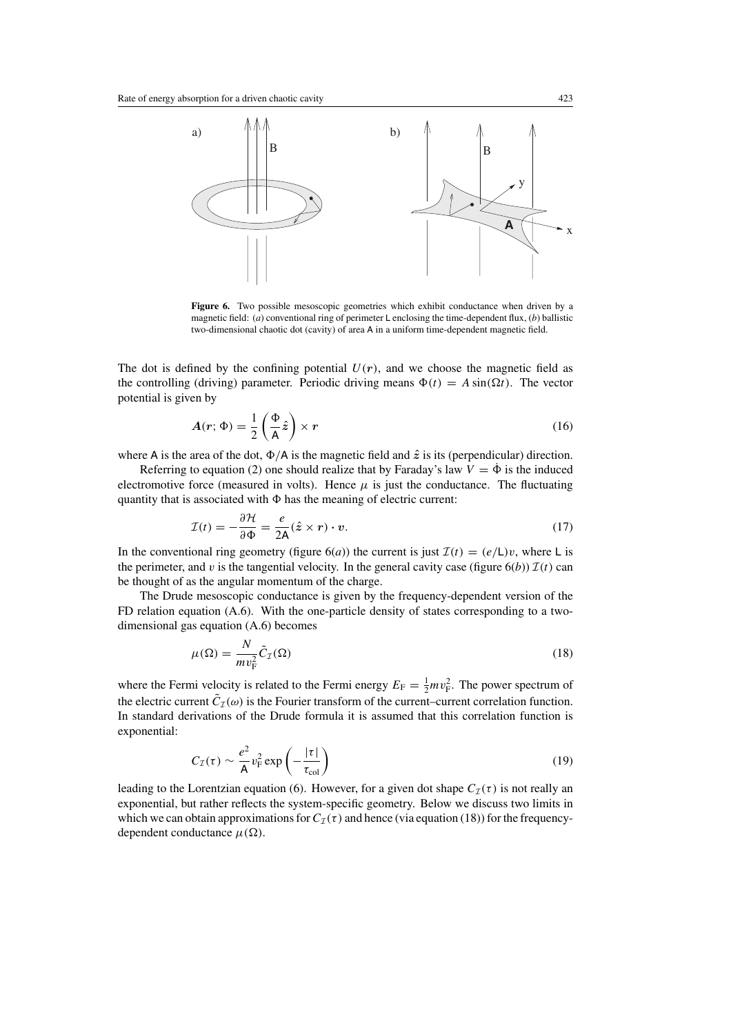**Figure 6.** Two possible mesoscopic geometries which exhibit conductance when driven by a magnetic field: (*a*) conventional ring of perimeter L enclosing the time-dependent flux, (*b*) ballistic two-dimensional chaotic dot (cavity) of area A in a uniform time-dependent magnetic field.

The dot is defined by the confining potential $U(\boldsymbol{r})$, and we choose the magnetic field as the controlling (driving) parameter. Periodic driving means $\Phi(t) = A\sin(\Omega t)$. The vector potential is given by

$$\boldsymbol{A}(\boldsymbol{r};\Phi) = \frac{1}{2}\left(\frac{\Phi}{\mathsf{A}}\hat{\boldsymbol{z}}\right)\times\boldsymbol{r} \tag{16}$$

where A is the area of the dot, $\Phi/\mathsf{A}$ is the magnetic field and $\hat{\boldsymbol{z}}$ is its (perpendicular) direction.

Referring to equation (2) one should realize that by Faraday's law $V = \dot{\Phi}$ is the induced electromotive force (measured in volts). Hence $\mu$ is just the conductance. The fluctuating quantity that is associated with $\Phi$ has the meaning of electric current:

$$\mathcal{I}(t) = -\frac{\partial\mathcal{H}}{\partial\Phi} = \frac{e}{2\mathsf{A}}(\hat{\boldsymbol{z}}\times\boldsymbol{r})\cdot\boldsymbol{v}. \tag{17}$$

In the conventional ring geometry (figure 6(*a*)) the current is just $\mathcal{I}(t) = (e/\mathsf{L})v$, where L is the perimeter, and $v$ is the tangential velocity. In the general cavity case (figure 6(*b*)) $\mathcal{I}(t)$ can be thought of as the angular momentum of the charge.

The Drude mesoscopic conductance is given by the frequency-dependent version of the FD relation equation (A.6). With the one-particle density of states corresponding to a two-dimensional gas equation (A.6) becomes

$$\mu(\Omega) = \frac{N}{mv_{\mathrm{F}}^2}\tilde{C}_{\mathcal{I}}(\Omega) \tag{18}$$

where the Fermi velocity is related to the Fermi energy $E_{\mathrm{F}} = \frac{1}{2}mv_{\mathrm{F}}^2$. The power spectrum of the electric current $\tilde{C}_{\mathcal{I}}(\omega)$ is the Fourier transform of the current–current correlation function. In standard derivations of the Drude formula it is assumed that this correlation function is exponential:

$$C_{\mathcal{I}}(\tau) \sim \frac{e^2}{\mathsf{A}}v_{\mathrm{F}}^2\exp\left(-\frac{|\tau|}{\tau_{\mathrm{col}}}\right) \tag{19}$$

leading to the Lorentzian equation (6). However, for a given dot shape $C_{\mathcal{I}}(\tau)$ is not really an exponential, but rather reflects the system-specific geometry. Below we discuss two limits in which we can obtain approximations for $C_{\mathcal{I}}(\tau)$ and hence (via equation (18)) for the frequency-dependent conductance $\mu(\Omega)$.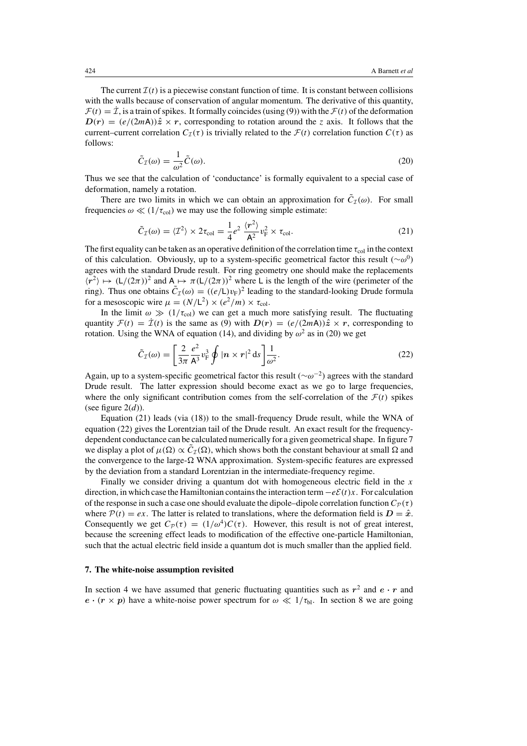The current $\mathcal{I}(t)$ is a piecewise constant function of time. It is constant between collisions with the walls because of conservation of angular momentum. The derivative of this quantity, $\mathcal{F}(t) = \dot{\mathcal{I}}$, is a train of spikes. It formally coincides (using (9)) with the $\mathcal{F}(t)$ of the deformation $\boldsymbol{D}(\boldsymbol{r}) = (e/(2m\mathsf{A}))\hat{\boldsymbol{z}} \times \boldsymbol{r}$, corresponding to rotation around the $z$ axis. It follows that the current–current correlation $C_{\mathcal{I}}(\tau)$ is trivially related to the $\mathcal{F}(t)$ correlation function $C(\tau)$ as follows:

$$\tilde{C}_{\mathcal{I}}(\omega) = \frac{1}{\omega^2}\tilde{C}(\omega). \tag{20}$$

Thus we see that the calculation of 'conductance' is formally equivalent to a special case of deformation, namely a rotation.

There are two limits in which we can obtain an approximation for $\tilde{C}_{\mathcal{I}}(\omega)$. For small frequencies $\omega \ll (1/\tau_{\mathrm{col}})$ we may use the following simple estimate:

$$\tilde{C}_{\mathcal{I}}(\omega) = \langle \mathcal{I}^2 \rangle \times 2\tau_{\mathrm{col}} = \frac{1}{4}e^2 \frac{\langle \boldsymbol{r}^2 \rangle}{\mathsf{A}^2} v_{\mathrm{F}}^2 \times \tau_{\mathrm{col}}. \tag{21}$$

The first equality can be taken as an operative definition of the correlation time $\tau_{\mathrm{col}}$ in the context of this calculation. Obviously, up to a system-specific geometrical factor this result ($\sim\omega^0$) agrees with the standard Drude result. For ring geometry one should make the replacements $\langle \boldsymbol{r}^2 \rangle \mapsto (\mathsf{L}/(2\pi))^2$ and $\mathsf{A} \mapsto \pi(\mathsf{L}/(2\pi))^2$ where $\mathsf{L}$ is the length of the wire (perimeter of the ring). Thus one obtains $\tilde{C}_{\mathcal{I}}(\omega) = ((e/\mathsf{L})v_{\mathrm{F}})^2$ leading to the standard-looking Drude formula for a mesoscopic wire $\mu = (N/\mathsf{L}^2) \times (e^2/m) \times \tau_{\mathrm{col}}$.

In the limit $\omega \gg (1/\tau_{\mathrm{col}})$ we can get a much more satisfying result. The fluctuating quantity $\mathcal{F}(t) = \dot{\mathcal{I}}(t)$ is the same as (9) with $\boldsymbol{D}(\boldsymbol{r}) = (e/(2m\mathsf{A}))\hat{\boldsymbol{z}} \times \boldsymbol{r}$, corresponding to rotation. Using the WNA of equation (14), and dividing by $\omega^2$ as in (20) we get

$$\tilde{C}_{\mathcal{I}}(\omega) = \left[\frac{2}{3\pi}\frac{e^2}{\mathsf{A}^3} v_{\mathrm{F}}^3 \oint |\boldsymbol{n} \times \boldsymbol{r}|^2 \, \mathrm{d}s\right] \frac{1}{\omega^2}. \tag{22}$$

Again, up to a system-specific geometrical factor this result ($\sim\omega^{-2}$) agrees with the standard Drude result. The latter expression should become exact as we go to large frequencies, where the only significant contribution comes from the self-correlation of the $\mathcal{F}(t)$ spikes (see figure 2(*d*)).

Equation (21) leads (via (18)) to the small-frequency Drude result, while the WNA of equation (22) gives the Lorentzian tail of the Drude result. An exact result for the frequency-dependent conductance can be calculated numerically for a given geometrical shape. In figure 7 we display a plot of $\mu(\Omega) \propto \tilde{C}_{\mathcal{I}}(\Omega)$, which shows both the constant behaviour at small $\Omega$ and the convergence to the large-$\Omega$ WNA approximation. System-specific features are expressed by the deviation from a standard Lorentzian in the intermediate-frequency regime.

Finally we consider driving a quantum dot with homogeneous electric field in the $x$ direction, in which case the Hamiltonian contains the interaction term $-e\mathcal{E}(t)x$. For calculation of the response in such a case one should evaluate the dipole–dipole correlation function $C_{\mathcal{P}}(\tau)$ where $\mathcal{P}(t) = ex$. The latter is related to translations, where the deformation field is $\boldsymbol{D} = \hat{\boldsymbol{x}}$. Consequently we get $C_{\mathcal{P}}(\tau) = (1/\omega^4)C(\tau)$. However, this result is not of great interest, because the screening effect leads to modification of the effective one-particle Hamiltonian, such that the actual electric field inside a quantum dot is much smaller than the applied field.

## 7. The white-noise assumption revisited

In section 4 we have assumed that generic fluctuating quantities such as $\boldsymbol{r}^2$ and $\boldsymbol{e} \cdot \boldsymbol{r}$ and $\boldsymbol{e} \cdot (\boldsymbol{r} \times \boldsymbol{p})$ have a white-noise power spectrum for $\omega \ll 1/\tau_{\mathrm{bl}}$. In section 8 we are going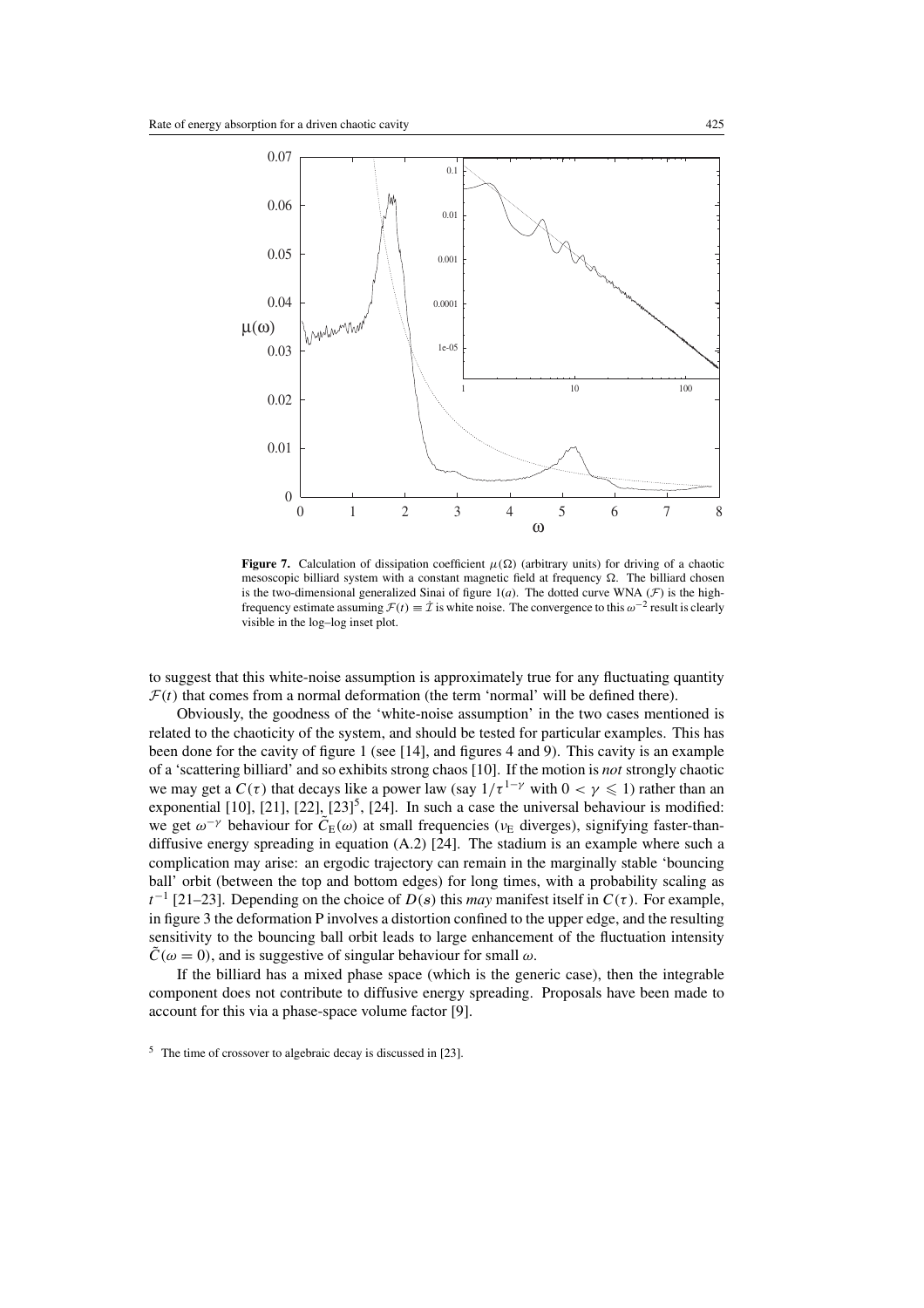**Figure 7.** Calculation of dissipation coefficient $\mu(\Omega)$ (arbitrary units) for driving of a chaotic mesoscopic billiard system with a constant magnetic field at frequency $\Omega$. The billiard chosen is the two-dimensional generalized Sinai of figure 1(*a*). The dotted curve WNA ($\mathcal{F}$) is the high-frequency estimate assuming $\mathcal{F}(t) \equiv \dot{\mathcal{I}}$ is white noise. The convergence to this $\omega^{-2}$ result is clearly visible in the log–log inset plot.

to suggest that this white-noise assumption is approximately true for any fluctuating quantity $\mathcal{F}(t)$ that comes from a normal deformation (the term 'normal' will be defined there).

Obviously, the goodness of the 'white-noise assumption' in the two cases mentioned is related to the chaoticity of the system, and should be tested for particular examples. This has been done for the cavity of figure 1 (see [14], and figures 4 and 9). This cavity is an example of a 'scattering billiard' and so exhibits strong chaos [10]. If the motion is *not* strongly chaotic we may get a $C(\tau)$ that decays like a power law (say $1/\tau^{1-\gamma}$ with $0 < \gamma \leqslant 1$) rather than an exponential [10], [21], [22], [23][5], [24]. In such a case the universal behaviour is modified: we get $\omega^{-\gamma}$ behaviour for $\tilde{C}_{\mathrm{E}}(\omega)$ at small frequencies ($\nu_{\mathrm{E}}$ diverges), signifying faster-than-diffusive energy spreading in equation (A.2) [24]. The stadium is an example where such a complication may arise: an ergodic trajectory can remain in the marginally stable 'bouncing ball' orbit (between the top and bottom edges) for long times, with a probability scaling as $t^{-1}$ [21–23]. Depending on the choice of $D(s)$ this *may* manifest itself in $C(\tau)$. For example, in figure 3 the deformation P involves a distortion confined to the upper edge, and the resulting sensitivity to the bouncing ball orbit leads to large enhancement of the fluctuation intensity $\tilde{C}(\omega = 0)$, and is suggestive of singular behaviour for small $\omega$.

If the billiard has a mixed phase space (which is the generic case), then the integrable component does not contribute to diffusive energy spreading. Proposals have been made to account for this via a phase-space volume factor [9].

[5] The time of crossover to algebraic decay is discussed in [23].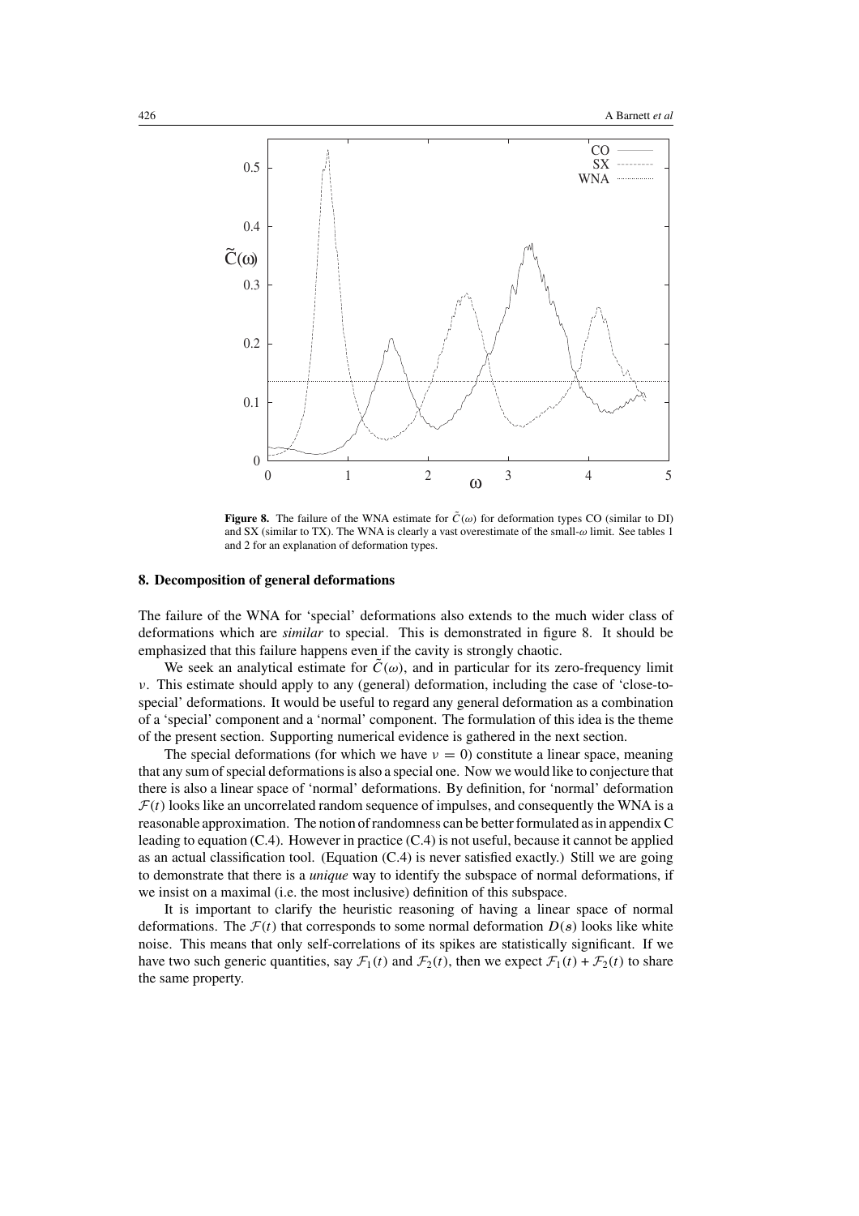**Figure 8.** The failure of the WNA estimate for $\tilde{C}(\omega)$ for deformation types CO (similar to DI) and SX (similar to TX). The WNA is clearly a vast overestimate of the small-$\omega$ limit. See tables 1 and 2 for an explanation of deformation types.

## 8. Decomposition of general deformations

The failure of the WNA for 'special' deformations also extends to the much wider class of deformations which are *similar* to special. This is demonstrated in figure 8. It should be emphasized that this failure happens even if the cavity is strongly chaotic.

We seek an analytical estimate for $\tilde{C}(\omega)$, and in particular for its zero-frequency limit $\nu$. This estimate should apply to any (general) deformation, including the case of 'close-to-special' deformations. It would be useful to regard any general deformation as a combination of a 'special' component and a 'normal' component. The formulation of this idea is the theme of the present section. Supporting numerical evidence is gathered in the next section.

The special deformations (for which we have $\nu = 0$) constitute a linear space, meaning that any sum of special deformations is also a special one. Now we would like to conjecture that there is also a linear space of 'normal' deformations. By definition, for 'normal' deformation $\mathcal{F}(t)$ looks like an uncorrelated random sequence of impulses, and consequently the WNA is a reasonable approximation. The notion of randomness can be better formulated as in appendix C leading to equation (C.4). However in practice (C.4) is not useful, because it cannot be applied as an actual classification tool. (Equation (C.4) is never satisfied exactly.) Still we are going to demonstrate that there is a *unique* way to identify the subspace of normal deformations, if we insist on a maximal (i.e. the most inclusive) definition of this subspace.

It is important to clarify the heuristic reasoning of having a linear space of normal deformations. The $\mathcal{F}(t)$ that corresponds to some normal deformation $D(s)$ looks like white noise. This means that only self-correlations of its spikes are statistically significant. If we have two such generic quantities, say $\mathcal{F}_1(t)$ and $\mathcal{F}_2(t)$, then we expect $\mathcal{F}_1(t) + \mathcal{F}_2(t)$ to share the same property.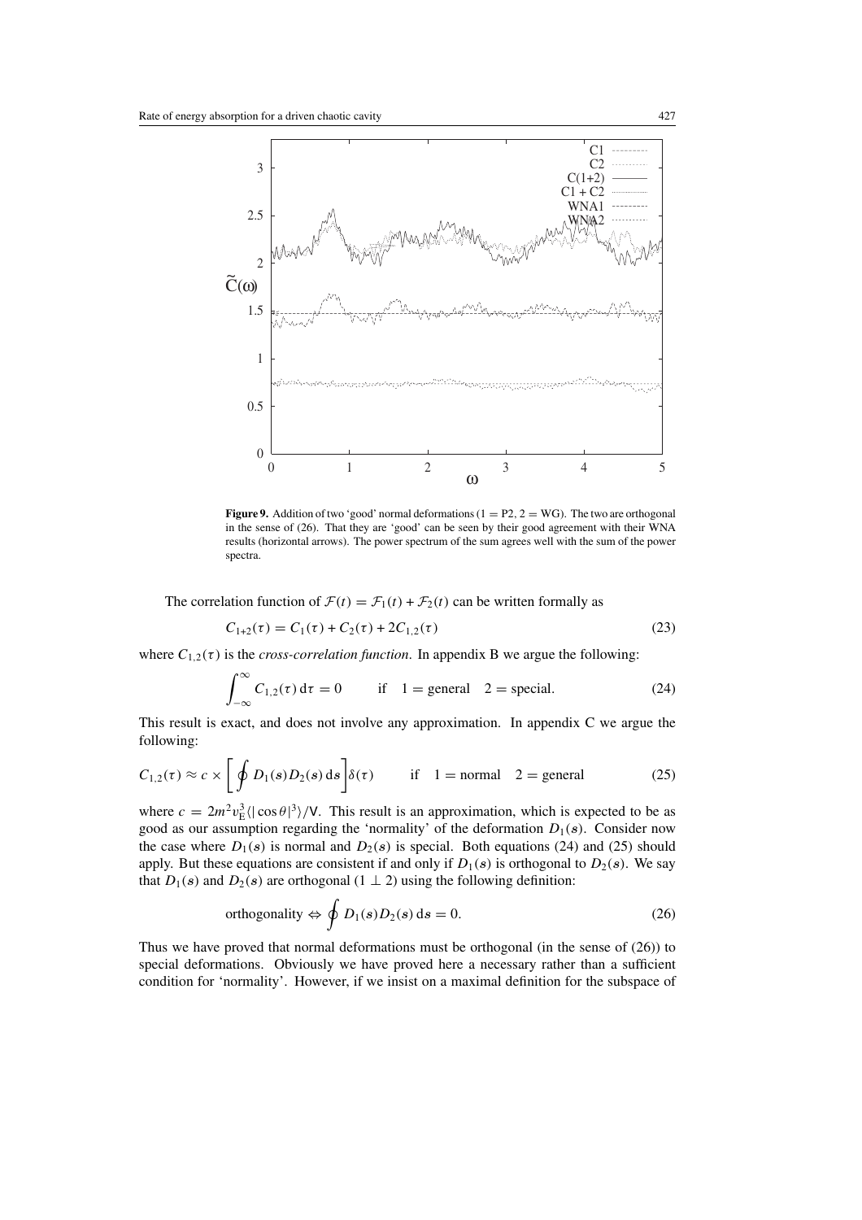**Figure 9.** Addition of two 'good' normal deformations (1 = P2, 2 = WG). The two are orthogonal in the sense of (26). That they are 'good' can be seen by their good agreement with their WNA results (horizontal arrows). The power spectrum of the sum agrees well with the sum of the power spectra.

The correlation function of $\mathcal{F}(t) = \mathcal{F}_1(t) + \mathcal{F}_2(t)$ can be written formally as

$$C_{1+2}(\tau) = C_1(\tau) + C_2(\tau) + 2C_{1,2}(\tau) \tag{23}$$

where $C_{1,2}(\tau)$ is the *cross-correlation function*. In appendix B we argue the following:

$$\int_{-\infty}^{\infty} C_{1,2}(\tau)\,\mathrm{d}\tau = 0 \qquad \text{if} \quad 1 = \text{general} \quad 2 = \text{special}. \tag{24}$$

This result is exact, and does not involve any approximation. In appendix C we argue the following:

$$C_{1,2}(\tau) \approx c \times \left[\oint D_1(s) D_2(s)\,\mathrm{d}s\right]\delta(\tau) \qquad \text{if} \quad 1 = \text{normal} \quad 2 = \text{general} \tag{25}$$

where $c = 2m^2 v_{\mathrm{E}}^3 \langle|\cos\theta|^3\rangle/\mathsf{V}$. This result is an approximation, which is expected to be as good as our assumption regarding the 'normality' of the deformation $D_1(s)$. Consider now the case where $D_1(s)$ is normal and $D_2(s)$ is special. Both equations (24) and (25) should apply. But these equations are consistent if and only if $D_1(s)$ is orthogonal to $D_2(s)$. We say that $D_1(s)$ and $D_2(s)$ are orthogonal ($1 \perp 2$) using the following definition:

$$\text{orthogonality} \Leftrightarrow \oint D_1(s) D_2(s)\,\mathrm{d}s = 0. \tag{26}$$

Thus we have proved that normal deformations must be orthogonal (in the sense of (26)) to special deformations. Obviously we have proved here a necessary rather than a sufficient condition for 'normality'. However, if we insist on a maximal definition for the subspace of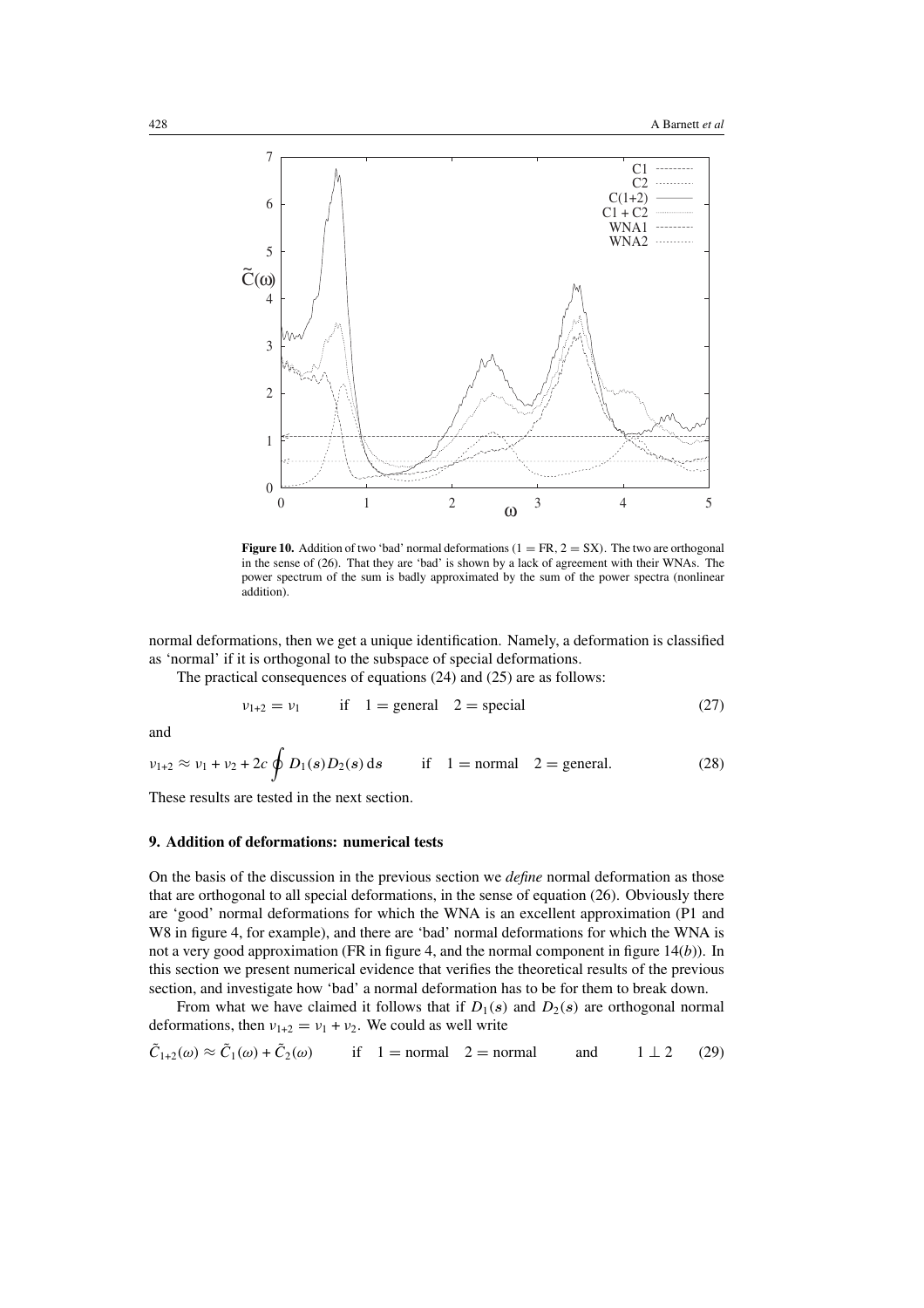**Figure 10.** Addition of two 'bad' normal deformations (1 = FR, 2 = SX). The two are orthogonal in the sense of (26). That they are 'bad' is shown by a lack of agreement with their WNAs. The power spectrum of the sum is badly approximated by the sum of the power spectra (nonlinear addition).

normal deformations, then we get a unique identification. Namely, a deformation is classified as 'normal' if it is orthogonal to the subspace of special deformations.

The practical consequences of equations (24) and (25) are as follows:

$$\nu_{1+2} = \nu_1 \qquad \text{if} \quad 1 = \text{general} \quad 2 = \text{special} \tag{27}$$

and

$$\nu_{1+2} \approx \nu_1 + \nu_2 + 2c \oint D_1(s) D_2(s)\, \mathrm{d}s \qquad \text{if} \quad 1 = \text{normal} \quad 2 = \text{general}. \tag{28}$$

These results are tested in the next section.

## 9. Addition of deformations: numerical tests

On the basis of the discussion in the previous section we *define* normal deformation as those that are orthogonal to all special deformations, in the sense of equation (26). Obviously there are 'good' normal deformations for which the WNA is an excellent approximation (P1 and W8 in figure 4, for example), and there are 'bad' normal deformations for which the WNA is not a very good approximation (FR in figure 4, and the normal component in figure 14(*b*)). In this section we present numerical evidence that verifies the theoretical results of the previous section, and investigate how 'bad' a normal deformation has to be for them to break down.

From what we have claimed it follows that if $D_1(s)$ and $D_2(s)$ are orthogonal normal deformations, then $\nu_{1+2} = \nu_1 + \nu_2$. We could as well write

$$\tilde{C}_{1+2}(\omega) \approx \tilde{C}_1(\omega) + \tilde{C}_2(\omega) \qquad \text{if} \quad 1 = \text{normal} \quad 2 = \text{normal} \qquad \text{and} \qquad 1 \perp 2 \tag{29}$$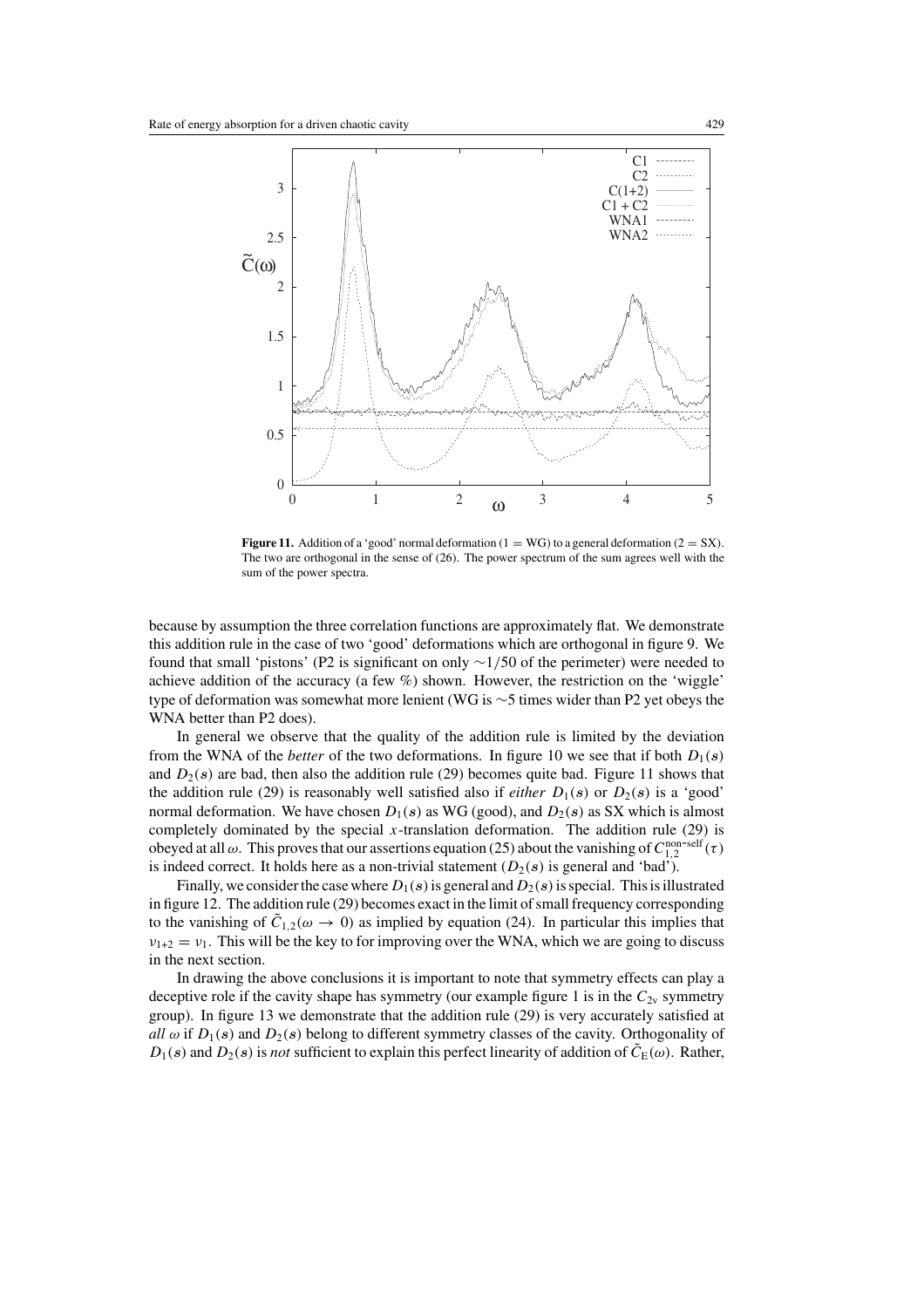**Figure 11.** Addition of a 'good' normal deformation ($1 = \mathrm{WG}$) to a general deformation ($2 = \mathrm{SX}$). The two are orthogonal in the sense of (26). The power spectrum of the sum agrees well with the sum of the power spectra.

because by assumption the three correlation functions are approximately flat. We demonstrate this addition rule in the case of two 'good' deformations which are orthogonal in figure 9. We found that small 'pistons' (P2 is significant on only $\sim 1/50$ of the perimeter) were needed to achieve addition of the accuracy (a few %) shown. However, the restriction on the 'wiggle' type of deformation was somewhat more lenient (WG is $\sim 5$ times wider than P2 yet obeys the WNA better than P2 does).

In general we observe that the quality of the addition rule is limited by the deviation from the WNA of the *better* of the two deformations. In figure 10 we see that if both $D_1(s)$ and $D_2(s)$ are bad, then also the addition rule (29) becomes quite bad. Figure 11 shows that the addition rule (29) is reasonably well satisfied also if *either* $D_1(s)$ or $D_2(s)$ is a 'good' normal deformation. We have chosen $D_1(s)$ as WG (good), and $D_2(s)$ as SX which is almost completely dominated by the special $x$-translation deformation. The addition rule (29) is obeyed at all $\omega$. This proves that our assertions equation (25) about the vanishing of $C_{1,2}^{\text{non-self}}(\tau)$ is indeed correct. It holds here as a non-trivial statement ($D_2(s)$ is general and 'bad').

Finally, we consider the case where $D_1(s)$ is general and $D_2(s)$ is special. This is illustrated in figure 12. The addition rule (29) becomes exact in the limit of small frequency corresponding to the vanishing of $\tilde{C}_{1,2}(\omega \to 0)$ as implied by equation (24). In particular this implies that $\nu_{1+2} = \nu_1$. This will be the key to for improving over the WNA, which we are going to discuss in the next section.

In drawing the above conclusions it is important to note that symmetry effects can play a deceptive role if the cavity shape has symmetry (our example figure 1 is in the $C_{2\mathrm{v}}$ symmetry group). In figure 13 we demonstrate that the addition rule (29) is very accurately satisfied at *all* $\omega$ if $D_1(s)$ and $D_2(s)$ belong to different symmetry classes of the cavity. Orthogonality of $D_1(s)$ and $D_2(s)$ is *not* sufficient to explain this perfect linearity of addition of $\tilde{C}_{\mathrm{E}}(\omega)$. Rather,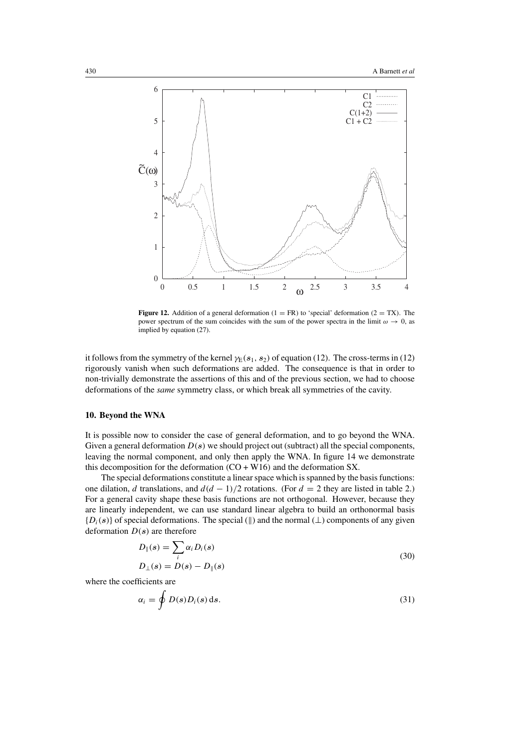**Figure 12.** Addition of a general deformation (1 = FR) to 'special' deformation (2 = TX). The power spectrum of the sum coincides with the sum of the power spectra in the limit $\omega \to 0$, as implied by equation (27).

it follows from the symmetry of the kernel $\gamma_E(s_1, s_2)$ of equation (12). The cross-terms in (12) rigorously vanish when such deformations are added. The consequence is that in order to non-trivially demonstrate the assertions of this and of the previous section, we had to choose deformations of the *same* symmetry class, or which break all symmetries of the cavity.

### 10. Beyond the WNA

It is possible now to consider the case of general deformation, and to go beyond the WNA. Given a general deformation $D(s)$ we should project out (subtract) all the special components, leaving the normal component, and only then apply the WNA. In figure 14 we demonstrate this decomposition for the deformation (CO + W16) and the deformation SX.

The special deformations constitute a linear space which is spanned by the basis functions: one dilation, $d$ translations, and $d(d-1)/2$ rotations. (For $d = 2$ they are listed in table 2.) For a general cavity shape these basis functions are not orthogonal. However, because they are linearly independent, we can use standard linear algebra to build an orthonormal basis $\{D_i(s)\}$ of special deformations. The special ($\|$) and the normal ($\perp$) components of any given deformation $D(s)$ are therefore

$$
\begin{aligned}
D_{\|}(s) &= \sum_i \alpha_i D_i(s) \\
D_{\perp}(s) &= D(s) - D_{\|}(s)
\end{aligned}
\tag{30}
$$

where the coefficients are

$$
\alpha_i = \oint D(s) D_i(s)\, \mathrm{d}s. \tag{31}
$$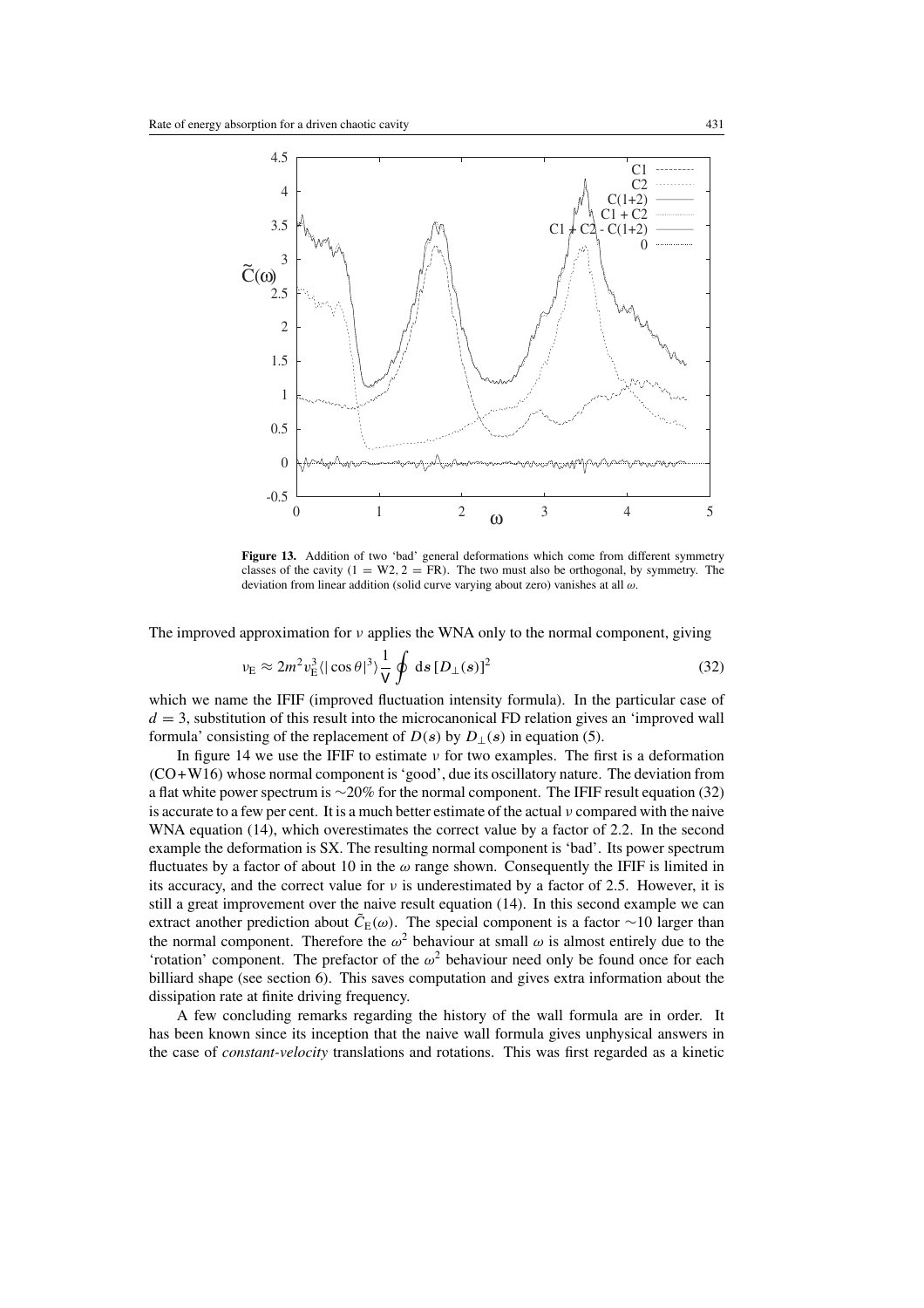**Figure 13.** Addition of two 'bad' general deformations which come from different symmetry classes of the cavity (1 = W2, 2 = FR). The two must also be orthogonal, by symmetry. The deviation from linear addition (solid curve varying about zero) vanishes at all $\omega$.

The improved approximation for $\nu$ applies the WNA only to the normal component, giving

$$\nu_{\mathrm{E}} \approx 2m^2 v_{\mathrm{E}}^3 \langle |\cos\theta|^3 \rangle \frac{1}{\mathsf{V}} \oint \mathrm{d}s\, [D_{\perp}(s)]^2 \tag{32}$$

which we name the IFIF (improved fluctuation intensity formula). In the particular case of $d = 3$, substitution of this result into the microcanonical FD relation gives an 'improved wall formula' consisting of the replacement of $D(s)$ by $D_{\perp}(s)$ in equation (5).

In figure 14 we use the IFIF to estimate $\nu$ for two examples. The first is a deformation (CO+W16) whose normal component is 'good', due its oscillatory nature. The deviation from a flat white power spectrum is $\sim$20% for the normal component. The IFIF result equation (32) is accurate to a few per cent. It is a much better estimate of the actual $\nu$ compared with the naive WNA equation (14), which overestimates the correct value by a factor of 2.2. In the second example the deformation is SX. The resulting normal component is 'bad'. Its power spectrum fluctuates by a factor of about 10 in the $\omega$ range shown. Consequently the IFIF is limited in its accuracy, and the correct value for $\nu$ is underestimated by a factor of 2.5. However, it is still a great improvement over the naive result equation (14). In this second example we can extract another prediction about $\tilde{C}_{\mathrm{E}}(\omega)$. The special component is a factor $\sim$10 larger than the normal component. Therefore the $\omega^2$ behaviour at small $\omega$ is almost entirely due to the 'rotation' component. The prefactor of the $\omega^2$ behaviour need only be found once for each billiard shape (see section 6). This saves computation and gives extra information about the dissipation rate at finite driving frequency.

A few concluding remarks regarding the history of the wall formula are in order. It has been known since its inception that the naive wall formula gives unphysical answers in the case of *constant-velocity* translations and rotations. This was first regarded as a kinetic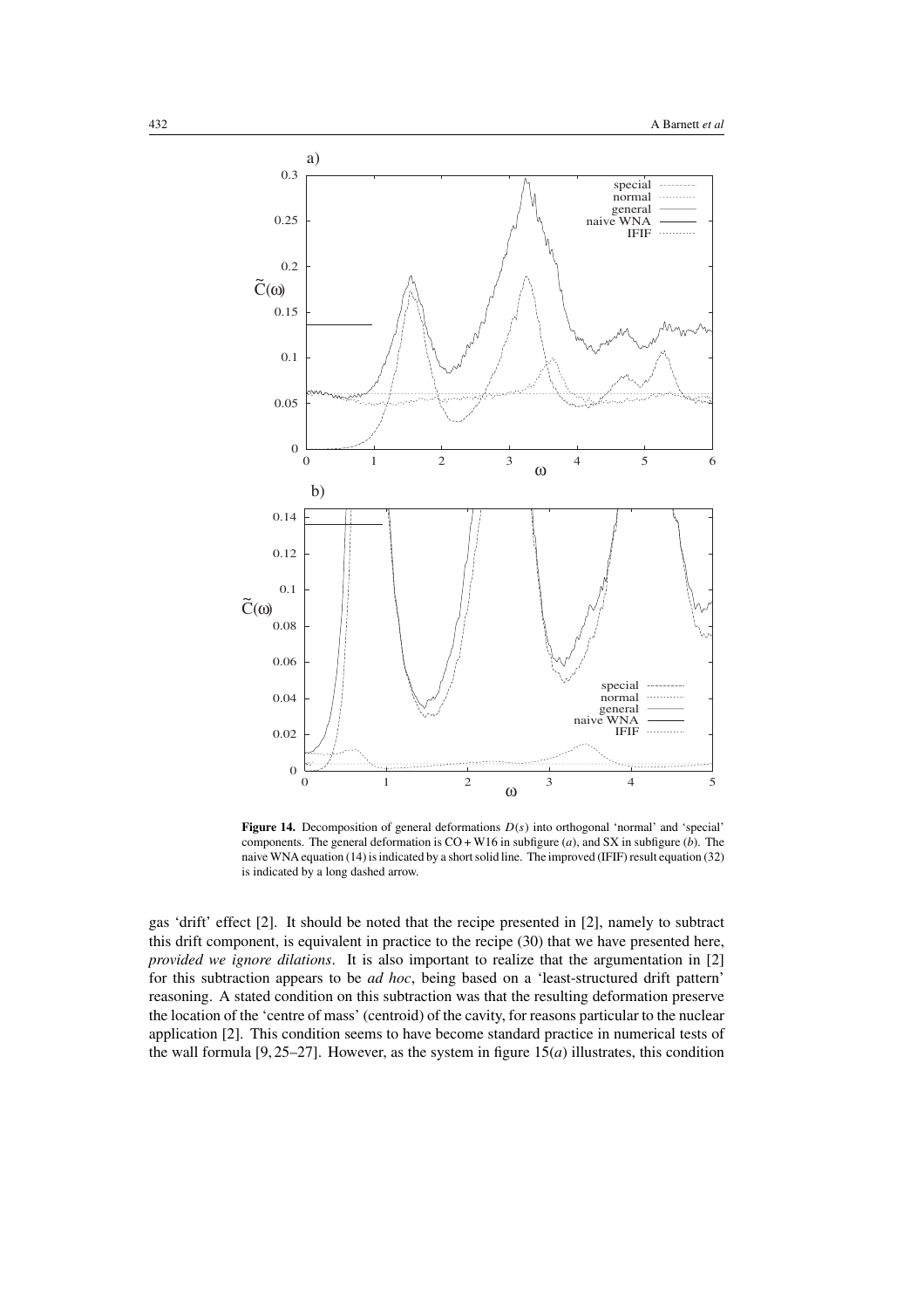**Figure 14.** Decomposition of general deformations $D(s)$ into orthogonal 'normal' and 'special' components. The general deformation is CO + W16 in subfigure (*a*), and SX in subfigure (*b*). The naive WNA equation (14) is indicated by a short solid line. The improved (IFIF) result equation (32) is indicated by a long dashed arrow.

gas 'drift' effect [2]. It should be noted that the recipe presented in [2], namely to subtract this drift component, is equivalent in practice to the recipe (30) that we have presented here, *provided we ignore dilations*. It is also important to realize that the argumentation in [2] for this subtraction appears to be *ad hoc*, being based on a 'least-structured drift pattern' reasoning. A stated condition on this subtraction was that the resulting deformation preserve the location of the 'centre of mass' (centroid) of the cavity, for reasons particular to the nuclear application [2]. This condition seems to have become standard practice in numerical tests of the wall formula [9, 25–27]. However, as the system in figure 15(*a*) illustrates, this condition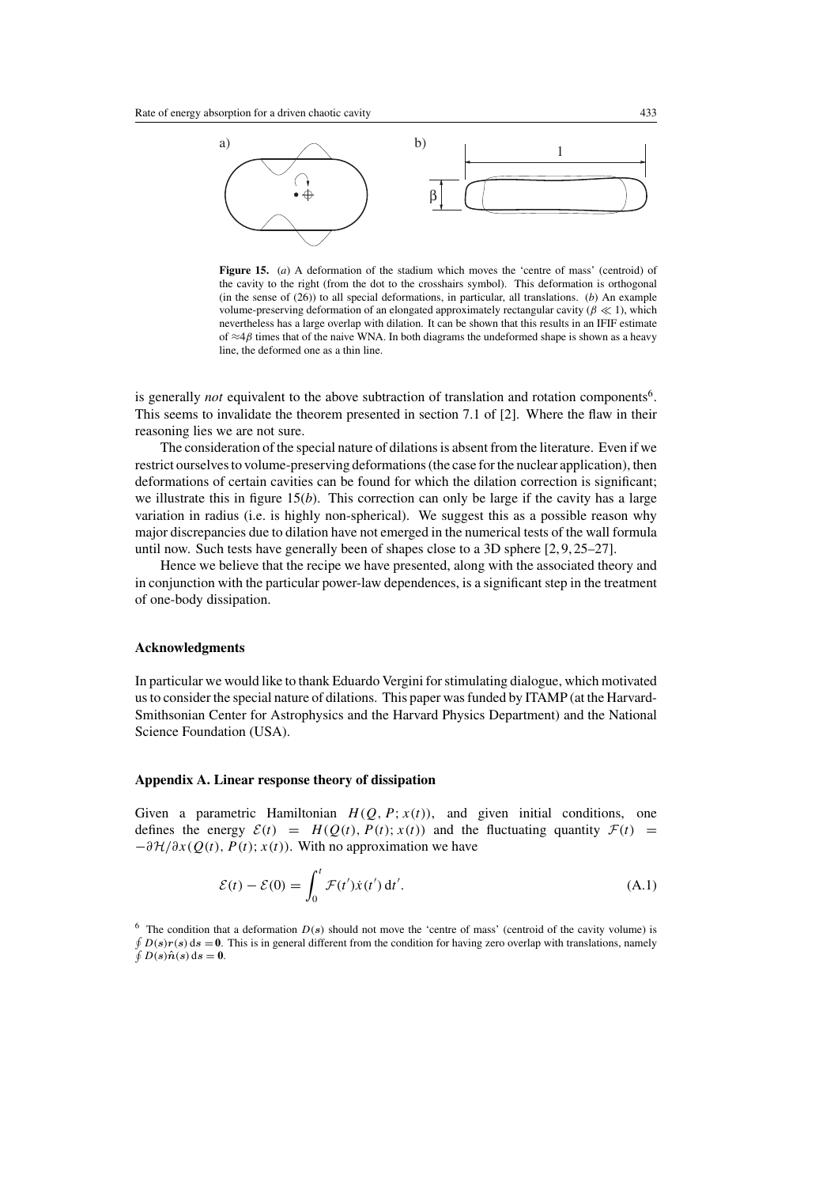**Figure 15.** (*a*) A deformation of the stadium which moves the 'centre of mass' (centroid) of the cavity to the right (from the dot to the crosshairs symbol). This deformation is orthogonal (in the sense of (26)) to all special deformations, in particular, all translations. (*b*) An example volume-preserving deformation of an elongated approximately rectangular cavity ($\beta \ll 1$), which nevertheless has a large overlap with dilation. It can be shown that this results in an IFIF estimate of $\approx 4\beta$ times that of the naive WNA. In both diagrams the undeformed shape is shown as a heavy line, the deformed one as a thin line.

is generally *not* equivalent to the above subtraction of translation and rotation components[6]. This seems to invalidate the theorem presented in section 7.1 of [2]. Where the flaw in their reasoning lies we are not sure.

The consideration of the special nature of dilations is absent from the literature. Even if we restrict ourselves to volume-preserving deformations (the case for the nuclear application), then deformations of certain cavities can be found for which the dilation correction is significant; we illustrate this in figure 15(*b*). This correction can only be large if the cavity has a large variation in radius (i.e. is highly non-spherical). We suggest this as a possible reason why major discrepancies due to dilation have not emerged in the numerical tests of the wall formula until now. Such tests have generally been of shapes close to a 3D sphere [2, 9, 25–27].

Hence we believe that the recipe we have presented, along with the associated theory and in conjunction with the particular power-law dependences, is a significant step in the treatment of one-body dissipation.

### Acknowledgments

In particular we would like to thank Eduardo Vergini for stimulating dialogue, which motivated us to consider the special nature of dilations. This paper was funded by ITAMP (at the Harvard-Smithsonian Center for Astrophysics and the Harvard Physics Department) and the National Science Foundation (USA).

### Appendix A. Linear response theory of dissipation

Given a parametric Hamiltonian $H(Q, P; x(t))$, and given initial conditions, one defines the energy $\mathcal{E}(t) = H(Q(t), P(t); x(t))$ and the fluctuating quantity $\mathcal{F}(t) = -\partial\mathcal{H}/\partial x(Q(t), P(t); x(t))$. With no approximation we have

$$\mathcal{E}(t) - \mathcal{E}(0) = \int_0^t \mathcal{F}(t')\dot{x}(t')\,\mathrm{d}t'. \tag{A.1}$$

[6] The condition that a deformation $D(s)$ should not move the 'centre of mass' (centroid of the cavity volume) is $\oint D(s)\boldsymbol{r}(s)\,\mathrm{d}s = \mathbf{0}$. This is in general different from the condition for having zero overlap with translations, namely $\oint D(s)\hat{\boldsymbol{n}}(s)\,\mathrm{d}s = \mathbf{0}$.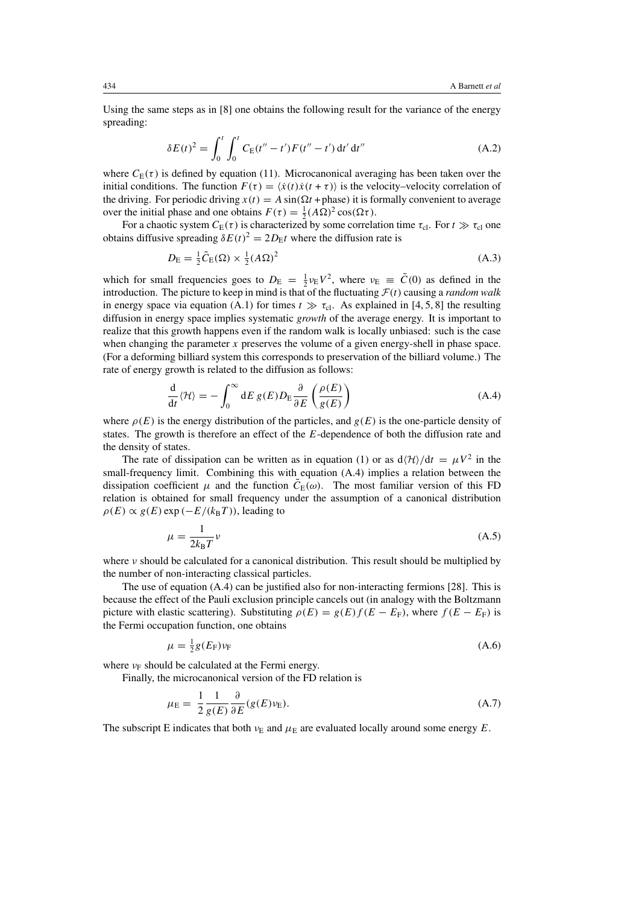Using the same steps as in [8] one obtains the following result for the variance of the energy spreading:

$$\delta E(t)^2 = \int_0^t \int_0^t C_{\mathrm{E}}(t'' - t') F(t'' - t')\, \mathrm{d}t'\, \mathrm{d}t'' \tag{A.2}$$

where $C_{\mathrm{E}}(\tau)$ is defined by equation (11). Microcanonical averaging has been taken over the initial conditions. The function $F(\tau) = \langle \dot{x}(t)\dot{x}(t+\tau)\rangle$ is the velocity–velocity correlation of the driving. For periodic driving $x(t) = A \sin(\Omega t + \text{phase})$ it is formally convenient to average over the initial phase and one obtains $F(\tau) = \frac{1}{2}(A\Omega)^2 \cos(\Omega\tau)$.

For a chaotic system $C_{\mathrm{E}}(\tau)$ is characterized by some correlation time $\tau_{\mathrm{cl}}$. For $t \gg \tau_{\mathrm{cl}}$ one obtains diffusive spreading $\delta E(t)^2 = 2D_{\mathrm{E}}t$ where the diffusion rate is

$$D_{\mathrm{E}} = \tfrac{1}{2}\tilde{C}_{\mathrm{E}}(\Omega) \times \tfrac{1}{2}(A\Omega)^2 \tag{A.3}$$

which for small frequencies goes to $D_{\mathrm{E}} = \frac{1}{2}\nu_{\mathrm{E}}V^2$, where $\nu_{\mathrm{E}} \equiv \tilde{C}(0)$ as defined in the introduction. The picture to keep in mind is that of the fluctuating $\mathcal{F}(t)$ causing a *random walk* in energy space via equation (A.1) for times $t \gg \tau_{\mathrm{cl}}$. As explained in [4, 5, 8] the resulting diffusion in energy space implies systematic *growth* of the average energy. It is important to realize that this growth happens even if the random walk is locally unbiased: such is the case when changing the parameter $x$ preserves the volume of a given energy-shell in phase space. (For a deforming billiard system this corresponds to preservation of the billiard volume.) The rate of energy growth is related to the diffusion as follows:

$$\frac{\mathrm{d}}{\mathrm{d}t}\langle \mathcal{H}\rangle = -\int_0^\infty \mathrm{d}E\, g(E) D_{\mathrm{E}} \frac{\partial}{\partial E}\left(\frac{\rho(E)}{g(E)}\right) \tag{A.4}$$

where $\rho(E)$ is the energy distribution of the particles, and $g(E)$ is the one-particle density of states. The growth is therefore an effect of the $E$-dependence of both the diffusion rate and the density of states.

The rate of dissipation can be written as in equation (1) or as $\mathrm{d}\langle\mathcal{H}\rangle/\mathrm{d}t = \mu V^2$ in the small-frequency limit. Combining this with equation (A.4) implies a relation between the dissipation coefficient $\mu$ and the function $\tilde{C}_{\mathrm{E}}(\omega)$. The most familiar version of this FD relation is obtained for small frequency under the assumption of a canonical distribution $\rho(E) \propto g(E)\exp(-E/(k_{\mathrm{B}}T))$, leading to

$$\mu = \frac{1}{2k_{\mathrm{B}}T}\nu \tag{A.5}$$

where $\nu$ should be calculated for a canonical distribution. This result should be multiplied by the number of non-interacting classical particles.

The use of equation (A.4) can be justified also for non-interacting fermions [28]. This is because the effect of the Pauli exclusion principle cancels out (in analogy with the Boltzmann picture with elastic scattering). Substituting $\rho(E) = g(E) f(E - E_{\mathrm{F}})$, where $f(E - E_{\mathrm{F}})$ is the Fermi occupation function, one obtains

$$\mu = \tfrac{1}{2}g(E_{\mathrm{F}})\nu_{\mathrm{F}} \tag{A.6}$$

where $\nu_{\mathrm{F}}$ should be calculated at the Fermi energy.

Finally, the microcanonical version of the FD relation is

$$\mu_{\mathrm{E}} = \frac{1}{2}\frac{1}{g(E)}\frac{\partial}{\partial E}(g(E)\nu_{\mathrm{E}}). \tag{A.7}$$

The subscript E indicates that both $\nu_{\mathrm{E}}$ and $\mu_{\mathrm{E}}$ are evaluated locally around some energy $E$.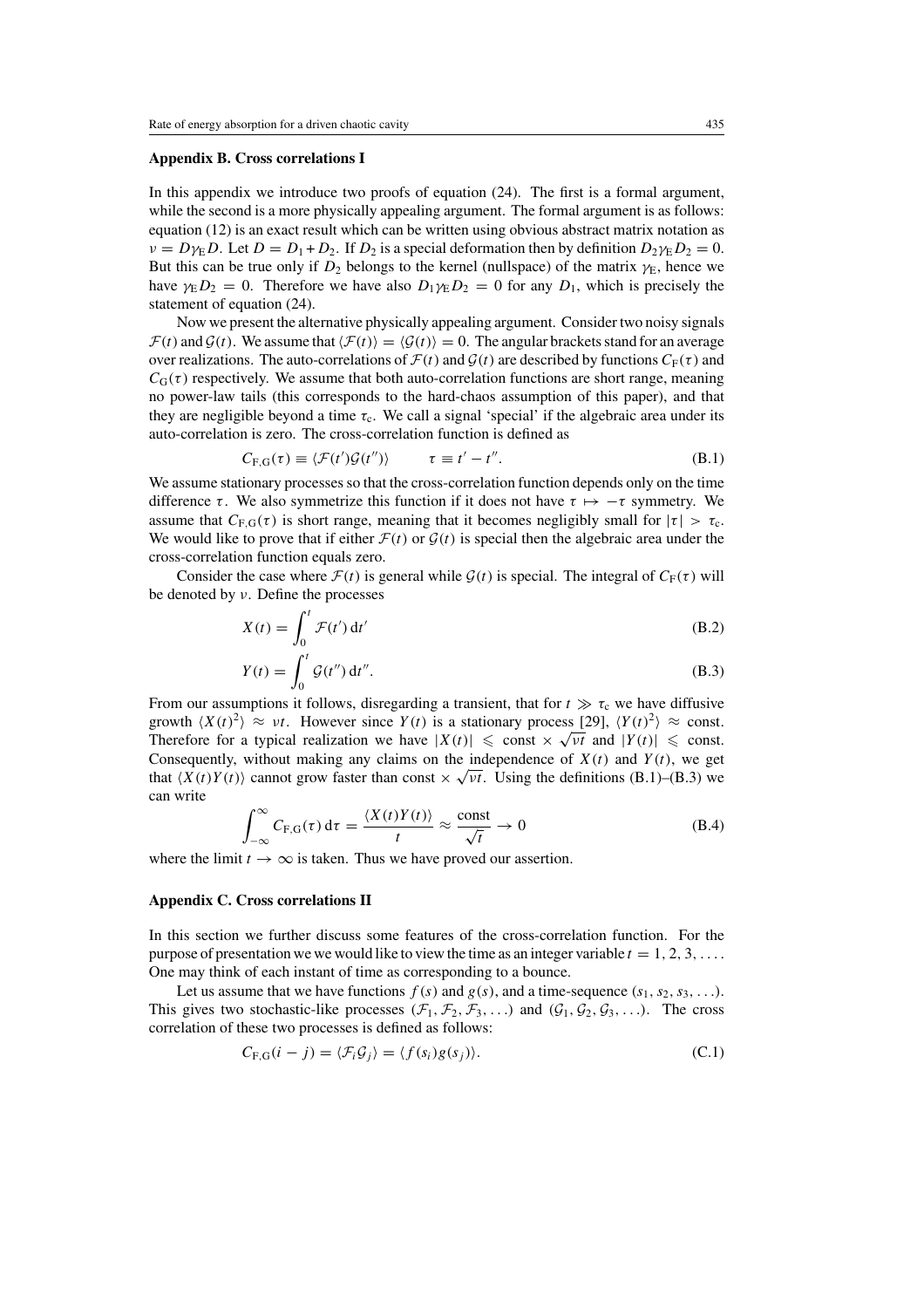## Appendix B. Cross correlations I

In this appendix we introduce two proofs of equation (24). The first is a formal argument, while the second is a more physically appealing argument. The formal argument is as follows: equation (12) is an exact result which can be written using obvious abstract matrix notation as $\nu = D\gamma_E D$. Let $D = D_1 + D_2$. If $D_2$ is a special deformation then by definition $D_2\gamma_E D_2 = 0$. But this can be true only if $D_2$ belongs to the kernel (nullspace) of the matrix $\gamma_E$, hence we have $\gamma_E D_2 = 0$. Therefore we have also $D_1\gamma_E D_2 = 0$ for any $D_1$, which is precisely the statement of equation (24).

Now we present the alternative physically appealing argument. Consider two noisy signals $\mathcal{F}(t)$ and $\mathcal{G}(t)$. We assume that $\langle\mathcal{F}(t)\rangle = \langle\mathcal{G}(t)\rangle = 0$. The angular brackets stand for an average over realizations. The auto-correlations of $\mathcal{F}(t)$ and $\mathcal{G}(t)$ are described by functions $C_F(\tau)$ and $C_G(\tau)$ respectively. We assume that both auto-correlation functions are short range, meaning no power-law tails (this corresponds to the hard-chaos assumption of this paper), and that they are negligible beyond a time $\tau_c$. We call a signal 'special' if the algebraic area under its auto-correlation is zero. The cross-correlation function is defined as

$$C_{F,G}(\tau) \equiv \langle\mathcal{F}(t')\mathcal{G}(t'')\rangle \qquad \tau \equiv t' - t''. \tag{B.1}$$

We assume stationary processes so that the cross-correlation function depends only on the time difference $\tau$. We also symmetrize this function if it does not have $\tau \mapsto -\tau$ symmetry. We assume that $C_{F,G}(\tau)$ is short range, meaning that it becomes negligibly small for $|\tau| > \tau_c$. We would like to prove that if either $\mathcal{F}(t)$ or $\mathcal{G}(t)$ is special then the algebraic area under the cross-correlation function equals zero.

Consider the case where $\mathcal{F}(t)$ is general while $\mathcal{G}(t)$ is special. The integral of $C_F(\tau)$ will be denoted by $\nu$. Define the processes

$$X(t) = \int_0^t \mathcal{F}(t')\,\mathrm{d}t' \tag{B.2}$$

$$Y(t) = \int_0^t \mathcal{G}(t'')\,\mathrm{d}t''. \tag{B.3}$$

From our assumptions it follows, disregarding a transient, that for $t \gg \tau_c$ we have diffusive growth $\langle X(t)^2\rangle \approx \nu t$. However since $Y(t)$ is a stationary process [29], $\langle Y(t)^2\rangle \approx$ const. Therefore for a typical realization we have $|X(t)| \leqslant \text{const} \times \sqrt{\nu t}$ and $|Y(t)| \leqslant$ const. Consequently, without making any claims on the independence of $X(t)$ and $Y(t)$, we get that $\langle X(t)Y(t)\rangle$ cannot grow faster than const $\times \sqrt{\nu t}$. Using the definitions (B.1)–(B.3) we can write

$$\int_{-\infty}^{\infty} C_{F,G}(\tau)\,\mathrm{d}\tau = \frac{\langle X(t)Y(t)\rangle}{t} \approx \frac{\text{const}}{\sqrt{t}} \to 0 \tag{B.4}$$

where the limit $t \to \infty$ is taken. Thus we have proved our assertion.

## Appendix C. Cross correlations II

In this section we further discuss some features of the cross-correlation function. For the purpose of presentation we we would like to view the time as an integer variable $t = 1, 2, 3, \ldots$. One may think of each instant of time as corresponding to a bounce.

Let us assume that we have functions $f(s)$ and $g(s)$, and a time-sequence $(s_1, s_2, s_3, \ldots)$. This gives two stochastic-like processes $(\mathcal{F}_1, \mathcal{F}_2, \mathcal{F}_3, \ldots)$ and $(\mathcal{G}_1, \mathcal{G}_2, \mathcal{G}_3, \ldots)$. The cross correlation of these two processes is defined as follows:

$$C_{F,G}(i - j) = \langle\mathcal{F}_i\mathcal{G}_j\rangle = \langle f(s_i)g(s_j)\rangle. \tag{C.1}$$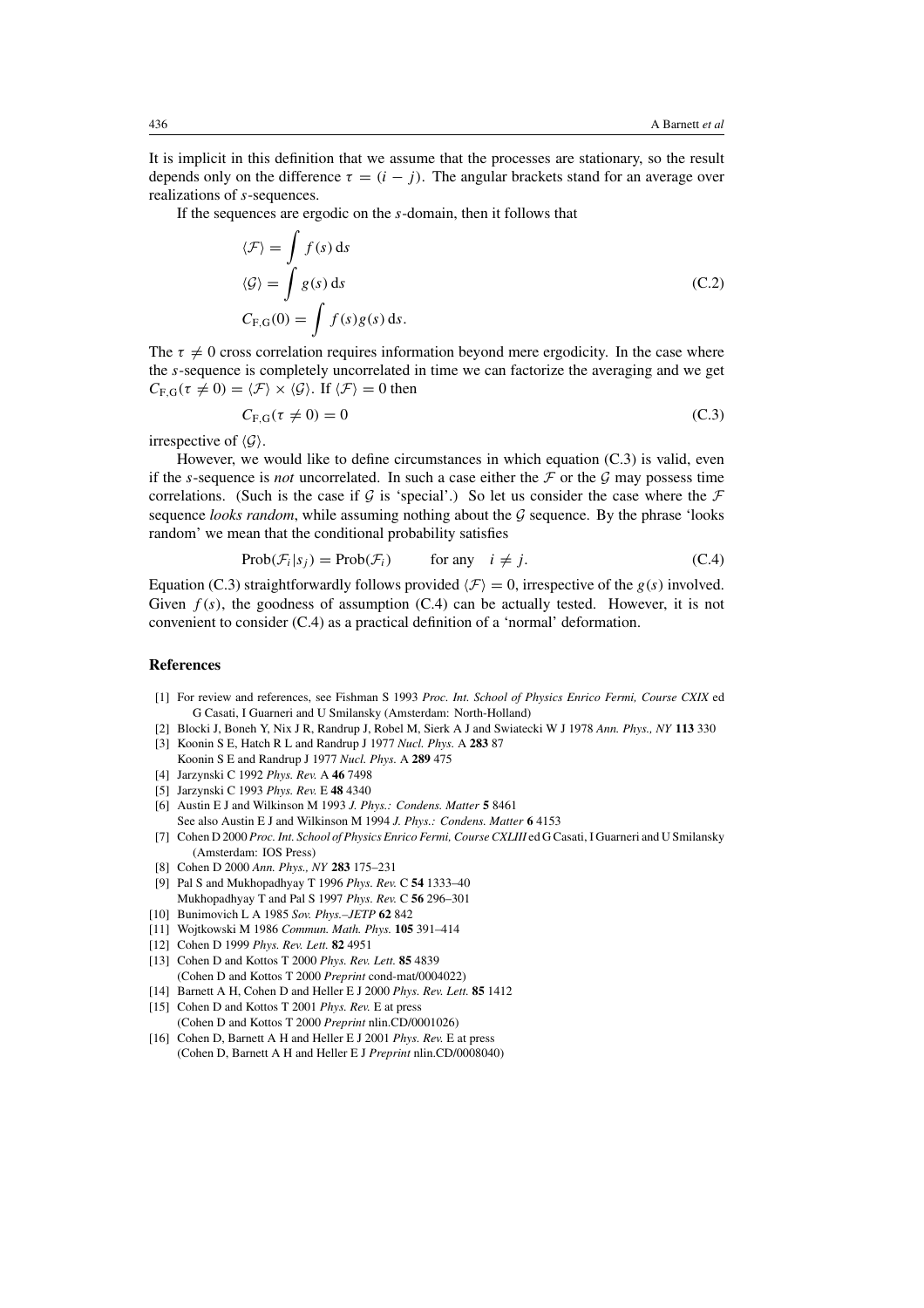It is implicit in this definition that we assume that the processes are stationary, so the result depends only on the difference $\tau = (i - j)$. The angular brackets stand for an average over realizations of $s$-sequences.

If the sequences are ergodic on the $s$-domain, then it follows that

$$
\begin{aligned}
\langle \mathcal{F} \rangle &= \int f(s)\,\mathrm{d}s \\
\langle \mathcal{G} \rangle &= \int g(s)\,\mathrm{d}s \\
C_{\mathrm{F,G}}(0) &= \int f(s)g(s)\,\mathrm{d}s.
\end{aligned}
\tag{C.2}
$$

The $\tau \neq 0$ cross correlation requires information beyond mere ergodicity. In the case where the $s$-sequence is completely uncorrelated in time we can factorize the averaging and we get $C_{\mathrm{F,G}}(\tau \neq 0) = \langle \mathcal{F} \rangle \times \langle \mathcal{G} \rangle$. If $\langle \mathcal{F} \rangle = 0$ then

$$
C_{\mathrm{F,G}}(\tau \neq 0) = 0 \tag{C.3}
$$

irrespective of $\langle \mathcal{G} \rangle$.

However, we would like to define circumstances in which equation (C.3) is valid, even if the $s$-sequence is *not* uncorrelated. In such a case either the $\mathcal{F}$ or the $\mathcal{G}$ may possess time correlations. (Such is the case if $\mathcal{G}$ is 'special'.) So let us consider the case where the $\mathcal{F}$ sequence *looks random*, while assuming nothing about the $\mathcal{G}$ sequence. By the phrase 'looks random' we mean that the conditional probability satisfies

$$
\mathrm{Prob}(\mathcal{F}_i | s_j) = \mathrm{Prob}(\mathcal{F}_i) \qquad \text{for any} \quad i \neq j. \tag{C.4}
$$

Equation (C.3) straightforwardly follows provided $\langle \mathcal{F} \rangle = 0$, irrespective of the $g(s)$ involved. Given $f(s)$, the goodness of assumption (C.4) can be actually tested. However, it is not convenient to consider (C.4) as a practical definition of a 'normal' deformation.

## References

[1] For review and references, see Fishman S 1993 *Proc. Int. School of Physics Enrico Fermi, Course CXIX* ed G Casati, I Guarneri and U Smilansky (Amsterdam: North-Holland)

[2] Blocki J, Boneh Y, Nix J R, Randrup J, Robel M, Sierk A J and Swiatecki W J 1978 *Ann. Phys., NY* **113** 330

[3] Koonin S E, Hatch R L and Randrup J 1977 *Nucl. Phys.* A **283** 87
Koonin S E and Randrup J 1977 *Nucl. Phys.* A **289** 475

[4] Jarzynski C 1992 *Phys. Rev.* A **46** 7498

[5] Jarzynski C 1993 *Phys. Rev.* E **48** 4340

[6] Austin E J and Wilkinson M 1993 *J. Phys.: Condens. Matter* **5** 8461
See also Austin E J and Wilkinson M 1994 *J. Phys.: Condens. Matter* **6** 4153

[7] Cohen D 2000 *Proc. Int. School of Physics Enrico Fermi, Course CXLIII* ed G Casati, I Guarneri and U Smilansky (Amsterdam: IOS Press)

[8] Cohen D 2000 *Ann. Phys., NY* **283** 175–231

[9] Pal S and Mukhopadhyay T 1996 *Phys. Rev.* C **54** 1333–40
Mukhopadhyay T and Pal S 1997 *Phys. Rev.* C **56** 296–301

[10] Bunimovich L A 1985 *Sov. Phys.–JETP* **62** 842

[11] Wojtkowski M 1986 *Commun. Math. Phys.* **105** 391–414

[12] Cohen D 1999 *Phys. Rev. Lett.* **82** 4951

[13] Cohen D and Kottos T 2000 *Phys. Rev. Lett.* **85** 4839
(Cohen D and Kottos T 2000 *Preprint* cond-mat/0004022)

[14] Barnett A H, Cohen D and Heller E J 2000 *Phys. Rev. Lett.* **85** 1412

[15] Cohen D and Kottos T 2001 *Phys. Rev.* E at press
(Cohen D and Kottos T 2000 *Preprint* nlin.CD/0001026)

[16] Cohen D, Barnett A H and Heller E J 2001 *Phys. Rev.* E at press
(Cohen D, Barnett A H and Heller E J *Preprint* nlin.CD/0008040)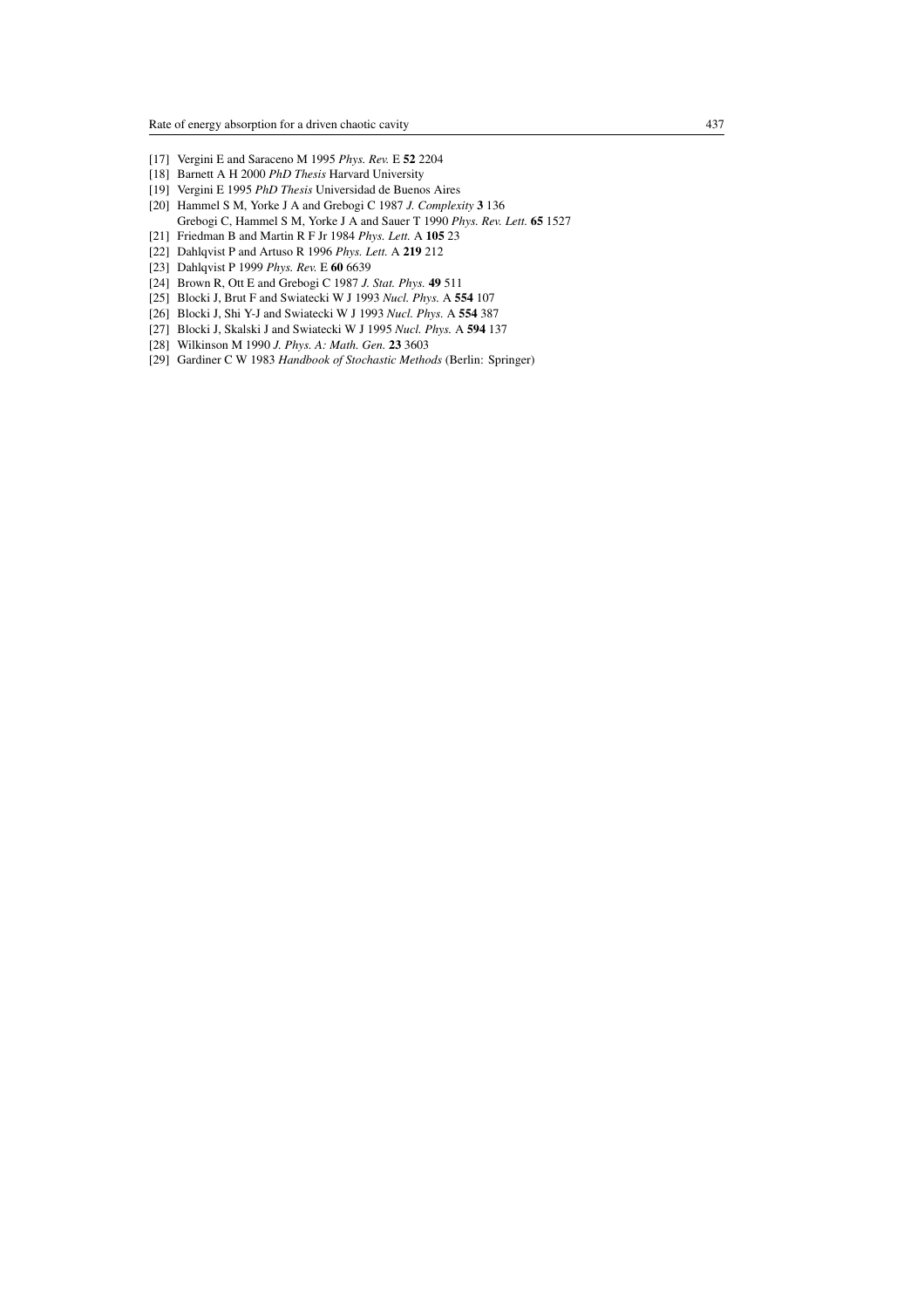[17] Vergini E and Saraceno M 1995 *Phys. Rev.* E **52** 2204
[18] Barnett A H 2000 *PhD Thesis* Harvard University
[19] Vergini E 1995 *PhD Thesis* Universidad de Buenos Aires
[20] Hammel S M, Yorke J A and Grebogi C 1987 *J. Complexity* **3** 136
Grebogi C, Hammel S M, Yorke J A and Sauer T 1990 *Phys. Rev. Lett.* **65** 1527
[21] Friedman B and Martin R F Jr 1984 *Phys. Lett.* A **105** 23
[22] Dahlqvist P and Artuso R 1996 *Phys. Lett.* A **219** 212
[23] Dahlqvist P 1999 *Phys. Rev.* E **60** 6639
[24] Brown R, Ott E and Grebogi C 1987 *J. Stat. Phys.* **49** 511
[25] Blocki J, Brut F and Swiatecki W J 1993 *Nucl. Phys.* A **554** 107
[26] Blocki J, Shi Y-J and Swiatecki W J 1993 *Nucl. Phys.* A **554** 387
[27] Blocki J, Skalski J and Swiatecki W J 1995 *Nucl. Phys.* A **594** 137
[28] Wilkinson M 1990 *J. Phys. A: Math. Gen.* **23** 3603
[29] Gardiner C W 1983 *Handbook of Stochastic Methods* (Berlin: Springer)